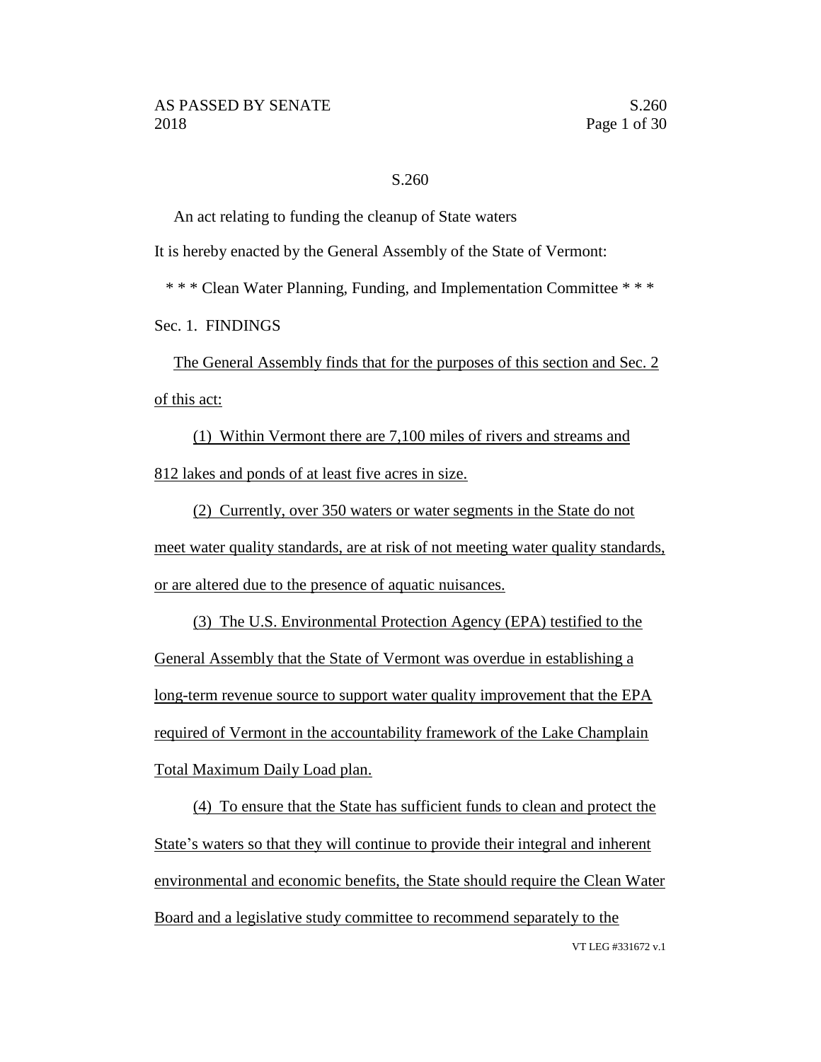# S.260

An act relating to funding the cleanup of State waters

It is hereby enacted by the General Assembly of the State of Vermont:

\* \* \* Clean Water Planning, Funding, and Implementation Committee \* \* \*

## Sec. 1. FINDINGS

The General Assembly finds that for the purposes of this section and Sec. 2 of this act:

(1) Within Vermont there are 7,100 miles of rivers and streams and 812 lakes and ponds of at least five acres in size.

(2) Currently, over 350 waters or water segments in the State do not meet water quality standards, are at risk of not meeting water quality standards, or are altered due to the presence of aquatic nuisances.

(3) The U.S. Environmental Protection Agency (EPA) testified to the General Assembly that the State of Vermont was overdue in establishing a long-term revenue source to support water quality improvement that the EPA required of Vermont in the accountability framework of the Lake Champlain Total Maximum Daily Load plan.

(4) To ensure that the State has sufficient funds to clean and protect the State's waters so that they will continue to provide their integral and inherent environmental and economic benefits, the State should require the Clean Water Board and a legislative study committee to recommend separately to the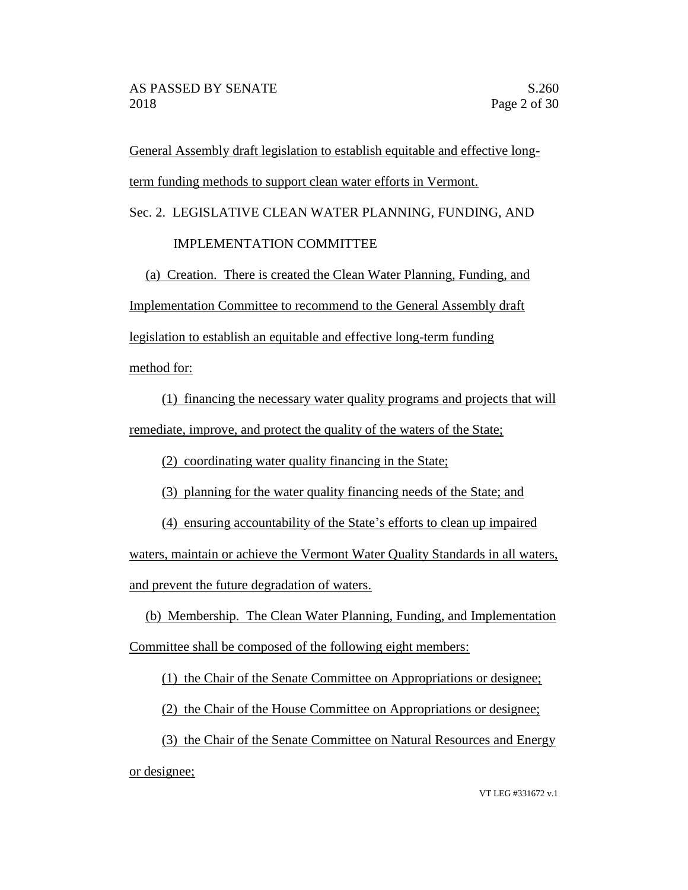General Assembly draft legislation to establish equitable and effective long-term funding methods to support clean water efforts in Vermont.

Sec. 2. LEGISLATIVE CLEAN WATER PLANNING, FUNDING, AND IMPLEMENTATION COMMITTEE

(a) Creation. There is created the Clean Water Planning, Funding, and Implementation Committee to recommend to the General Assembly draft legislation to establish an equitable and effective long-term funding method for:

(1) financing the necessary water quality programs and projects that will remediate, improve, and protect the quality of the waters of the State;

(2) coordinating water quality financing in the State;

(3) planning for the water quality financing needs of the State; and

(4) ensuring accountability of the State's efforts to clean up impaired waters, maintain or achieve the Vermont Water Quality Standards in all waters, and prevent the future degradation of waters.

(b) Membership. The Clean Water Planning, Funding, and Implementation Committee shall be composed of the following eight members:

(1) the Chair of the Senate Committee on Appropriations or designee;

(2) the Chair of the House Committee on Appropriations or designee;

(3) the Chair of the Senate Committee on Natural Resources and Energy or designee;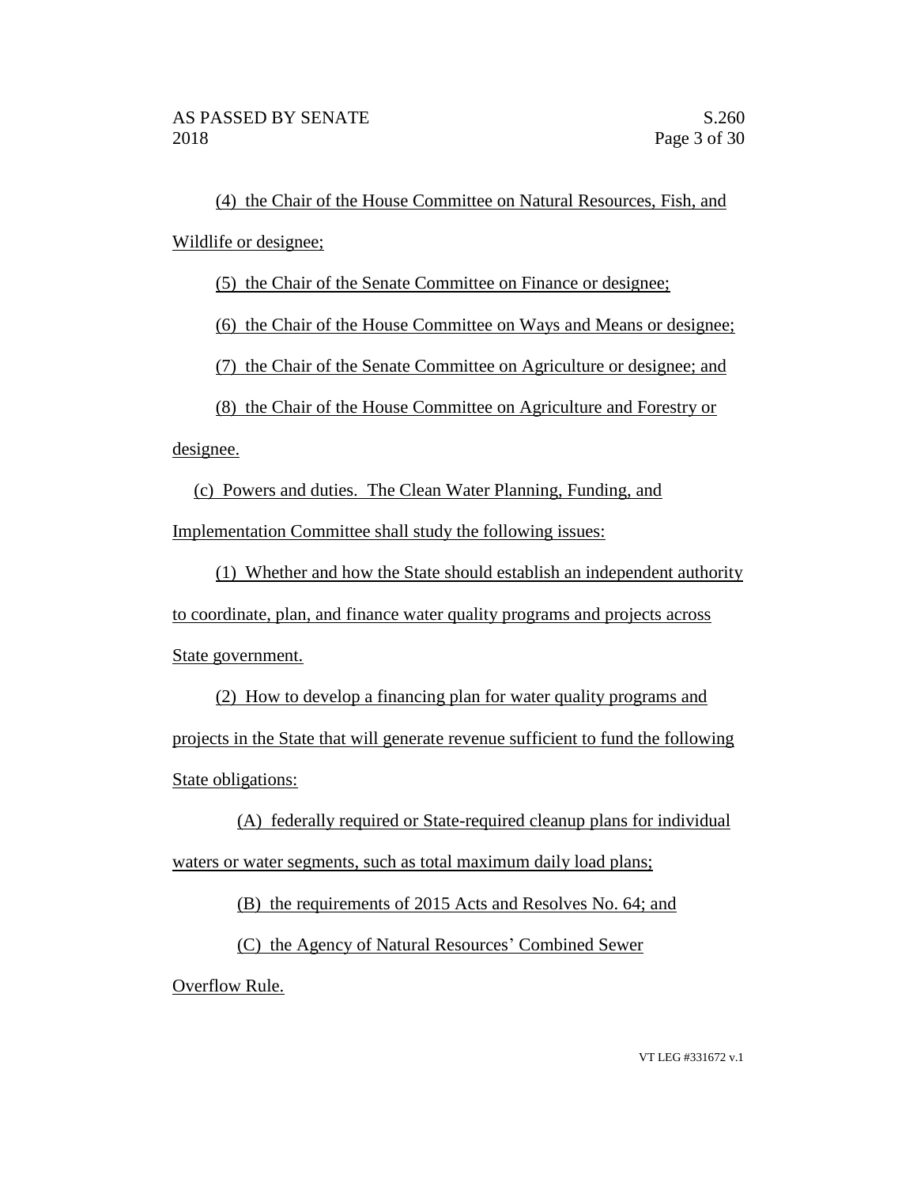(4) the Chair of the House Committee on Natural Resources, Fish, and Wildlife or designee;

(5) the Chair of the Senate Committee on Finance or designee;

(6) the Chair of the House Committee on Ways and Means or designee;

(7) the Chair of the Senate Committee on Agriculture or designee; and

(8) the Chair of the House Committee on Agriculture and Forestry or designee.

(c) Powers and duties. The Clean Water Planning, Funding, and Implementation Committee shall study the following issues:

(1) Whether and how the State should establish an independent authority to coordinate, plan, and finance water quality programs and projects across State government.

(2) How to develop a financing plan for water quality programs and projects in the State that will generate revenue sufficient to fund the following State obligations:

(A) federally required or State-required cleanup plans for individual waters or water segments, such as total maximum daily load plans;

(B) the requirements of 2015 Acts and Resolves No. 64; and

(C) the Agency of Natural Resources' Combined Sewer Overflow Rule.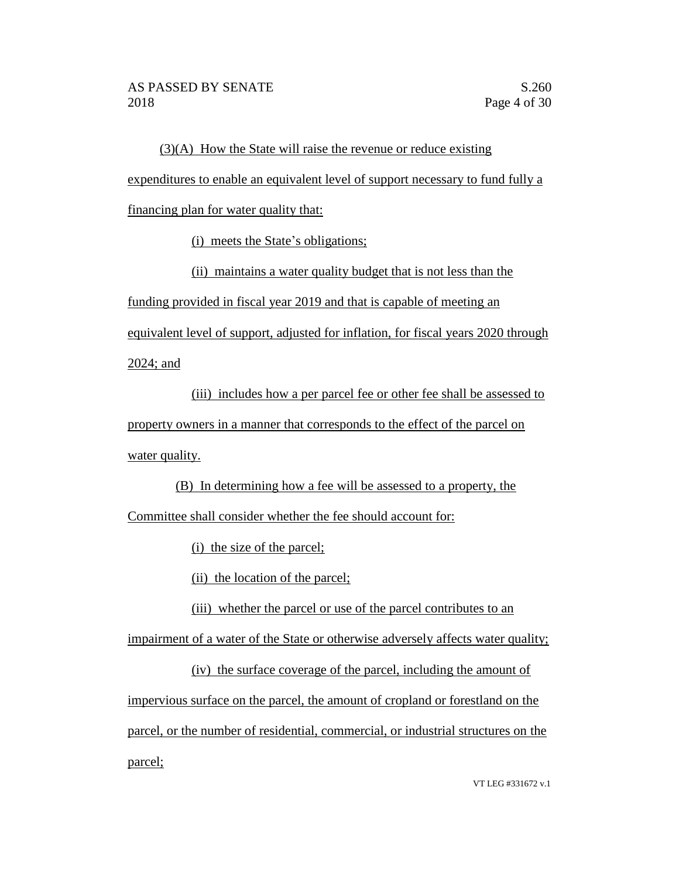(3)(A) How the State will raise the revenue or reduce existing expenditures to enable an equivalent level of support necessary to fund fully a financing plan for water quality that:

(i) meets the State's obligations;

(ii) maintains a water quality budget that is not less than the funding provided in fiscal year 2019 and that is capable of meeting an equivalent level of support, adjusted for inflation, for fiscal years 2020 through 2024; and

(iii) includes how a per parcel fee or other fee shall be assessed to property owners in a manner that corresponds to the effect of the parcel on water quality.

(B) In determining how a fee will be assessed to a property, the Committee shall consider whether the fee should account for:

(i) the size of the parcel;

(ii) the location of the parcel;

(iii) whether the parcel or use of the parcel contributes to an impairment of a water of the State or otherwise adversely affects water quality;

(iv) the surface coverage of the parcel, including the amount of impervious surface on the parcel, the amount of cropland or forestland on the parcel, or the number of residential, commercial, or industrial structures on the parcel;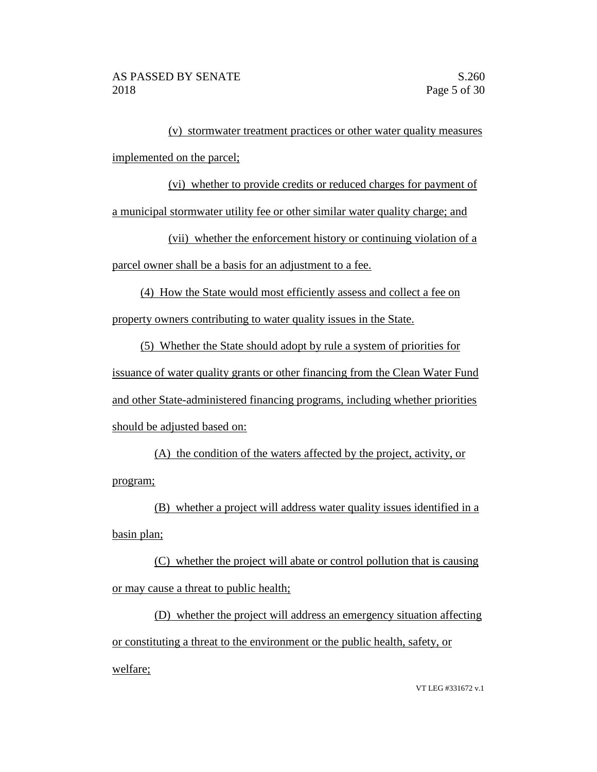(v) stormwater treatment practices or other water quality measures implemented on the parcel;

(vi) whether to provide credits or reduced charges for payment of a municipal stormwater utility fee or other similar water quality charge; and

(vii) whether the enforcement history or continuing violation of a parcel owner shall be a basis for an adjustment to a fee.

(4) How the State would most efficiently assess and collect a fee on property owners contributing to water quality issues in the State.

(5) Whether the State should adopt by rule a system of priorities for issuance of water quality grants or other financing from the Clean Water Fund and other State-administered financing programs, including whether priorities should be adjusted based on:

(A) the condition of the waters affected by the project, activity, or program;

(B) whether a project will address water quality issues identified in a basin plan;

(C) whether the project will abate or control pollution that is causing or may cause a threat to public health;

(D) whether the project will address an emergency situation affecting or constituting a threat to the environment or the public health, safety, or welfare;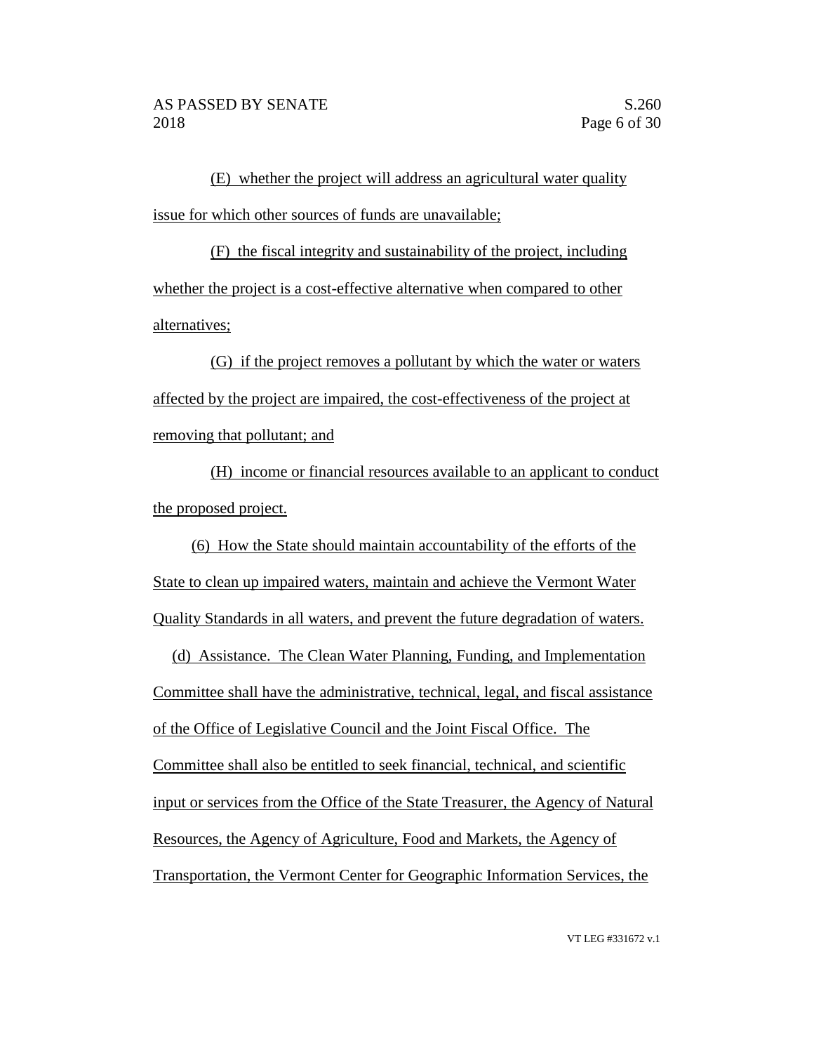(E) whether the project will address an agricultural water quality issue for which other sources of funds are unavailable;

(F) the fiscal integrity and sustainability of the project, including whether the project is a cost-effective alternative when compared to other alternatives;

(G) if the project removes a pollutant by which the water or waters affected by the project are impaired, the cost-effectiveness of the project at removing that pollutant; and

(H) income or financial resources available to an applicant to conduct the proposed project.

(6) How the State should maintain accountability of the efforts of the State to clean up impaired waters, maintain and achieve the Vermont Water Quality Standards in all waters, and prevent the future degradation of waters.

(d) Assistance. The Clean Water Planning, Funding, and Implementation Committee shall have the administrative, technical, legal, and fiscal assistance of the Office of Legislative Council and the Joint Fiscal Office. The Committee shall also be entitled to seek financial, technical, and scientific input or services from the Office of the State Treasurer, the Agency of Natural Resources, the Agency of Agriculture, Food and Markets, the Agency of Transportation, the Vermont Center for Geographic Information Services, the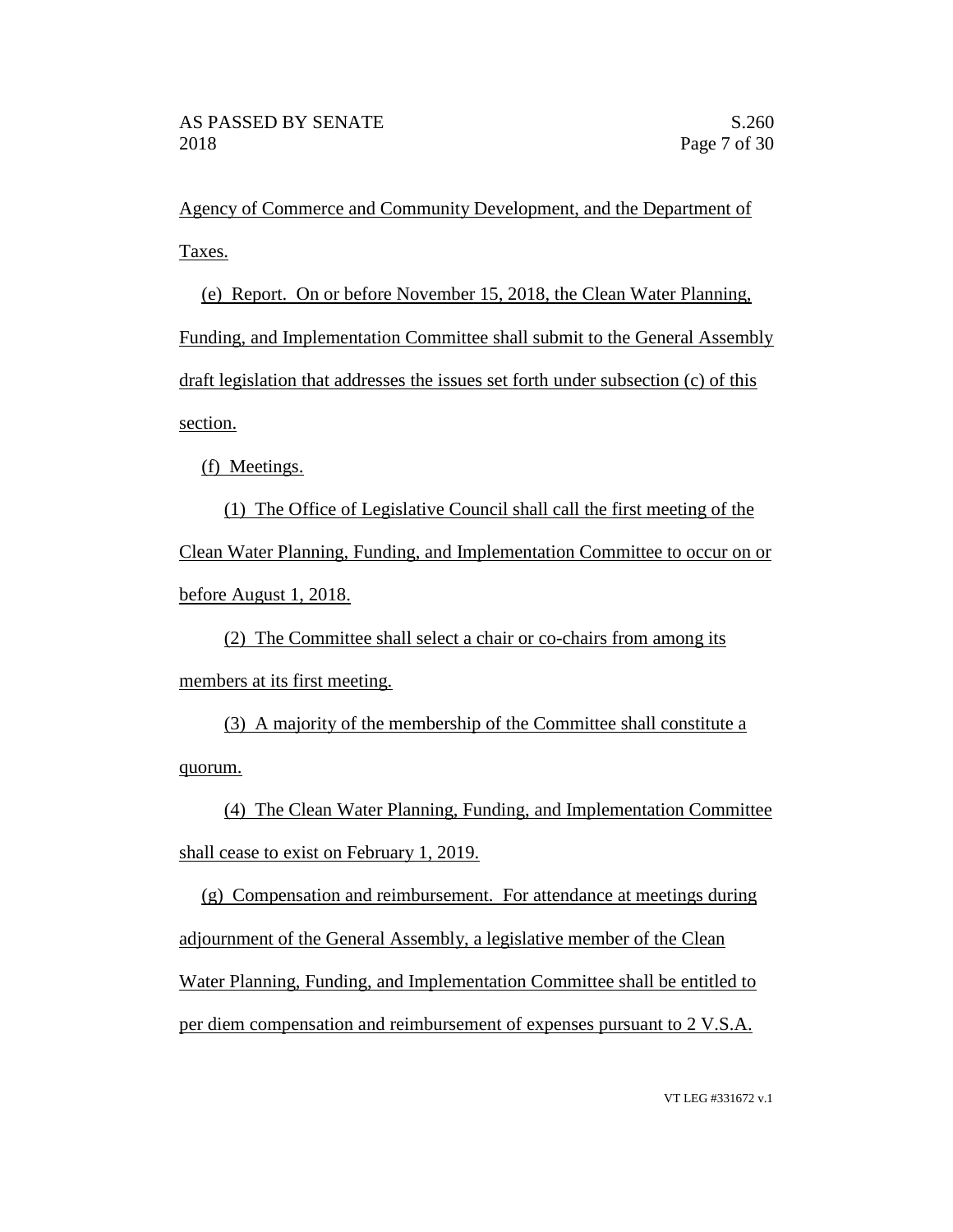Agency of Commerce and Community Development, and the Department of Taxes.

(e) Report. On or before November 15, 2018, the Clean Water Planning, Funding, and Implementation Committee shall submit to the General Assembly draft legislation that addresses the issues set forth under subsection (c) of this section.

(f) Meetings.

(1) The Office of Legislative Council shall call the first meeting of the Clean Water Planning, Funding, and Implementation Committee to occur on or before August 1, 2018.

(2) The Committee shall select a chair or co-chairs from among its members at its first meeting.

(3) A majority of the membership of the Committee shall constitute a quorum.

(4) The Clean Water Planning, Funding, and Implementation Committee shall cease to exist on February 1, 2019.

(g) Compensation and reimbursement. For attendance at meetings during adjournment of the General Assembly, a legislative member of the Clean Water Planning, Funding, and Implementation Committee shall be entitled to per diem compensation and reimbursement of expenses pursuant to 2 V.S.A.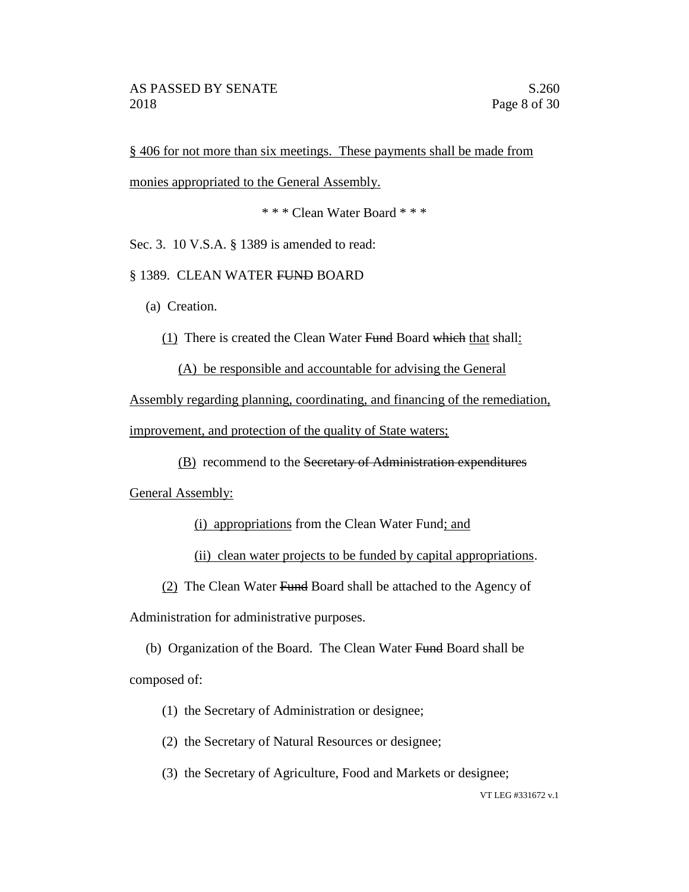§ 406 for not more than six meetings. These payments shall be made from monies appropriated to the General Assembly.

\* \* \* Clean Water Board \* \* \*

Sec. 3. 10 V.S.A. § 1389 is amended to read:

§ 1389. CLEAN WATER ~~FUND~~ BOARD

(a) Creation.

(1) There is created the Clean Water ~~Fund~~ Board ~~which~~ that shall:

(A) be responsible and accountable for advising the General Assembly regarding planning, coordinating, and financing of the remediation, improvement, and protection of the quality of State waters;

(B) recommend to the ~~Secretary of Administration expenditures~~ General Assembly:

(i) appropriations from the Clean Water Fund; and

(ii) clean water projects to be funded by capital appropriations.

(2) The Clean Water ~~Fund~~ Board shall be attached to the Agency of Administration for administrative purposes.

(b) Organization of the Board. The Clean Water ~~Fund~~ Board shall be composed of:

(1) the Secretary of Administration or designee;

(2) the Secretary of Natural Resources or designee;

(3) the Secretary of Agriculture, Food and Markets or designee;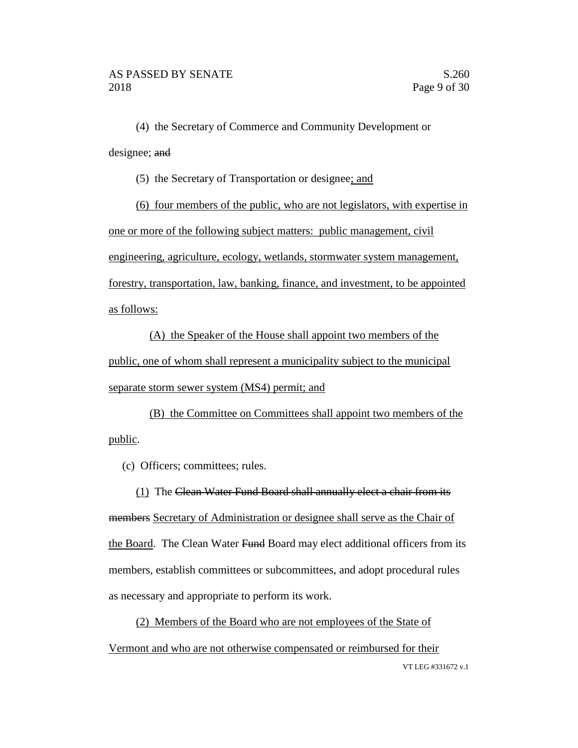(4) the Secretary of Commerce and Community Development or designee; ~~and~~

(5) the Secretary of Transportation or designee<u>; and</u>

<u>(6) four members of the public, who are not legislators, with expertise in one or more of the following subject matters: public management, civil engineering, agriculture, ecology, wetlands, stormwater system management, forestry, transportation, law, banking, finance, and investment, to be appointed as follows:</u>

<u>(A) the Speaker of the House shall appoint two members of the public, one of whom shall represent a municipality subject to the municipal separate storm sewer system (MS4) permit; and</u>

<u>(B) the Committee on Committees shall appoint two members of the public</u>.

(c) Officers; committees; rules.

<u>(1)</u> The ~~Clean Water Fund Board shall annually elect a chair from its members~~ <u>Secretary of Administration or designee shall serve as the Chair of the Board</u>. The Clean Water ~~Fund~~ Board may elect additional officers from its members, establish committees or subcommittees, and adopt procedural rules as necessary and appropriate to perform its work.

<u>(2) Members of the Board who are not employees of the State of Vermont and who are not otherwise compensated or reimbursed for their</u>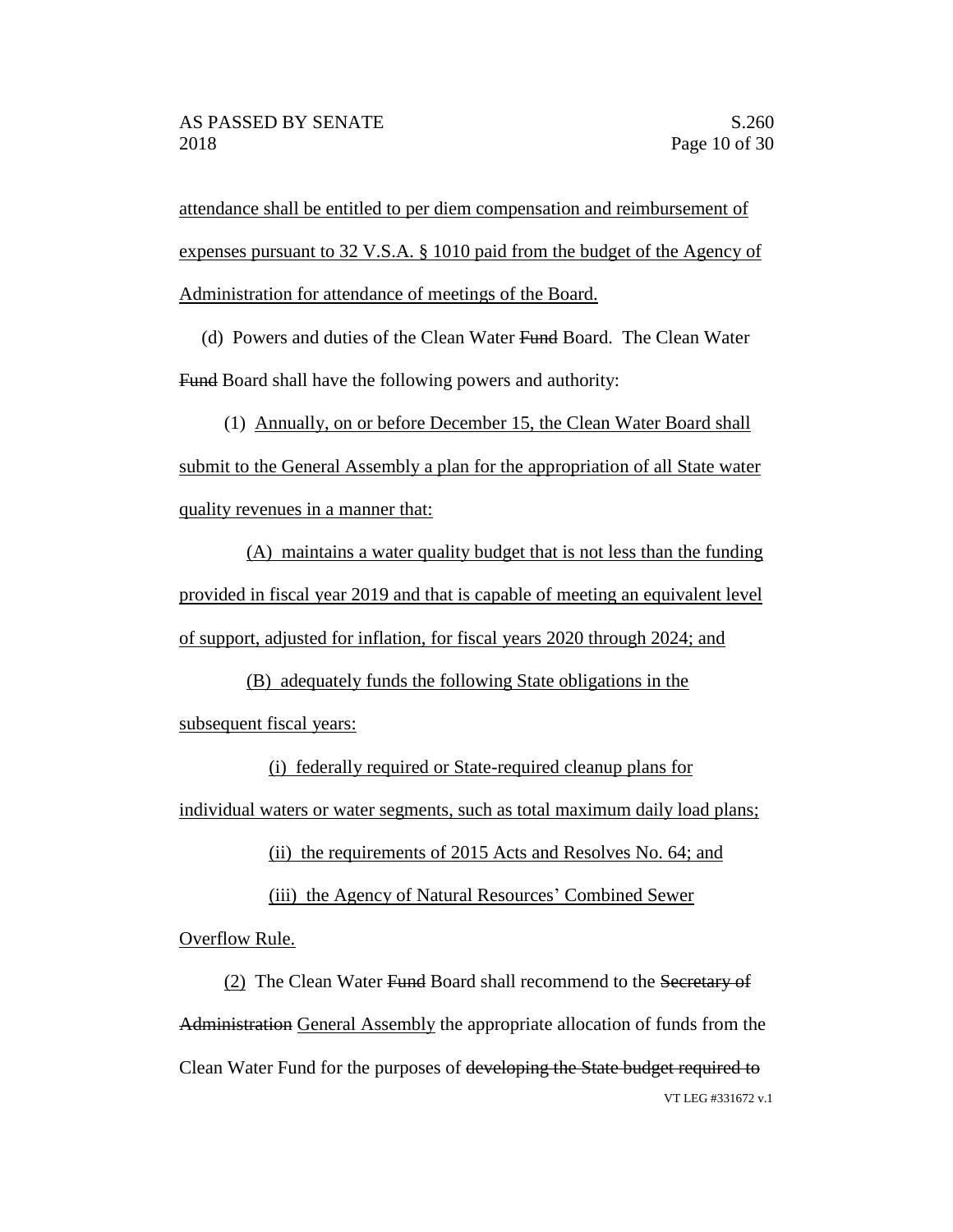attendance shall be entitled to per diem compensation and reimbursement of expenses pursuant to 32 V.S.A. § 1010 paid from the budget of the Agency of Administration for attendance of meetings of the Board.

(d) Powers and duties of the Clean Water ~~Fund~~ Board. The Clean Water ~~Fund~~ Board shall have the following powers and authority:

(1) Annually, on or before December 15, the Clean Water Board shall submit to the General Assembly a plan for the appropriation of all State water quality revenues in a manner that:

(A) maintains a water quality budget that is not less than the funding provided in fiscal year 2019 and that is capable of meeting an equivalent level of support, adjusted for inflation, for fiscal years 2020 through 2024; and

(B) adequately funds the following State obligations in the subsequent fiscal years:

(i) federally required or State-required cleanup plans for individual waters or water segments, such as total maximum daily load plans;

(ii) the requirements of 2015 Acts and Resolves No. 64; and

(iii) the Agency of Natural Resources' Combined Sewer Overflow Rule.

(2) The Clean Water ~~Fund~~ Board shall recommend to the ~~Secretary of Administration~~ General Assembly the appropriate allocation of funds from the Clean Water Fund for the purposes of ~~developing the State budget required to~~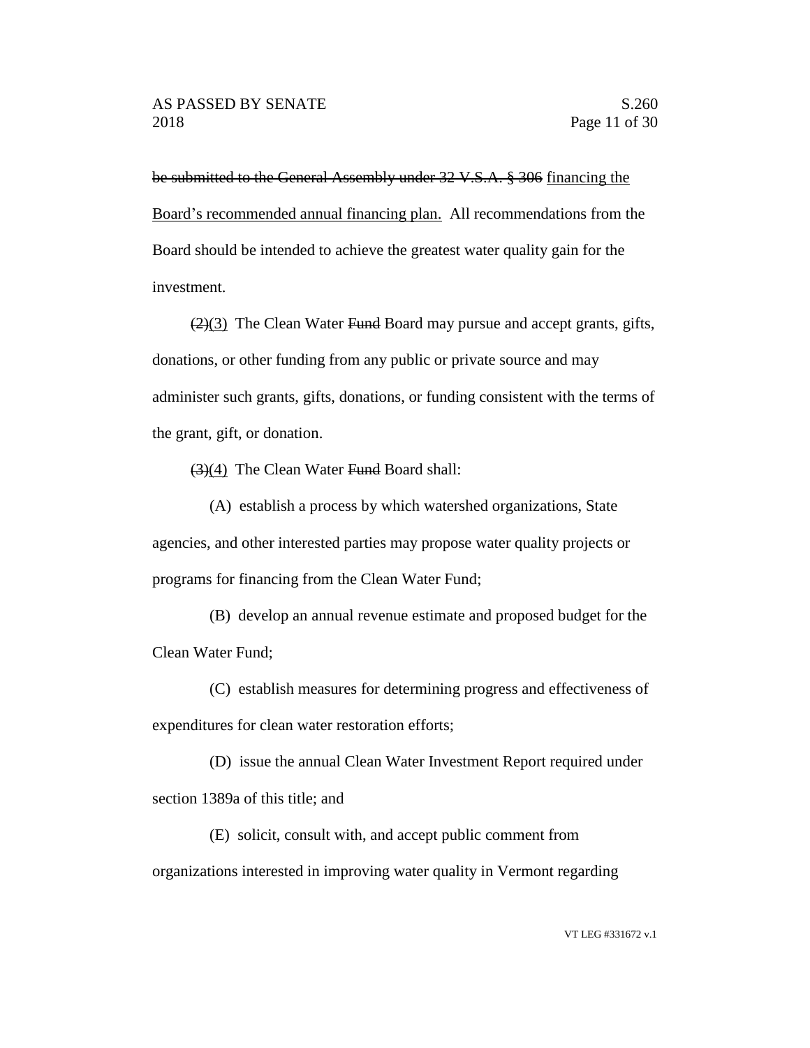~~be submitted to the General Assembly under 32 V.S.A. § 306~~ <u>financing the Board's recommended annual financing plan.</u> All recommendations from the Board should be intended to achieve the greatest water quality gain for the investment.

~~(2)~~<u>(3)</u> The Clean Water ~~Fund~~ Board may pursue and accept grants, gifts, donations, or other funding from any public or private source and may administer such grants, gifts, donations, or funding consistent with the terms of the grant, gift, or donation.

~~(3)~~<u>(4)</u> The Clean Water ~~Fund~~ Board shall:

(A) establish a process by which watershed organizations, State agencies, and other interested parties may propose water quality projects or programs for financing from the Clean Water Fund;

(B) develop an annual revenue estimate and proposed budget for the Clean Water Fund;

(C) establish measures for determining progress and effectiveness of expenditures for clean water restoration efforts;

(D) issue the annual Clean Water Investment Report required under section 1389a of this title; and

(E) solicit, consult with, and accept public comment from organizations interested in improving water quality in Vermont regarding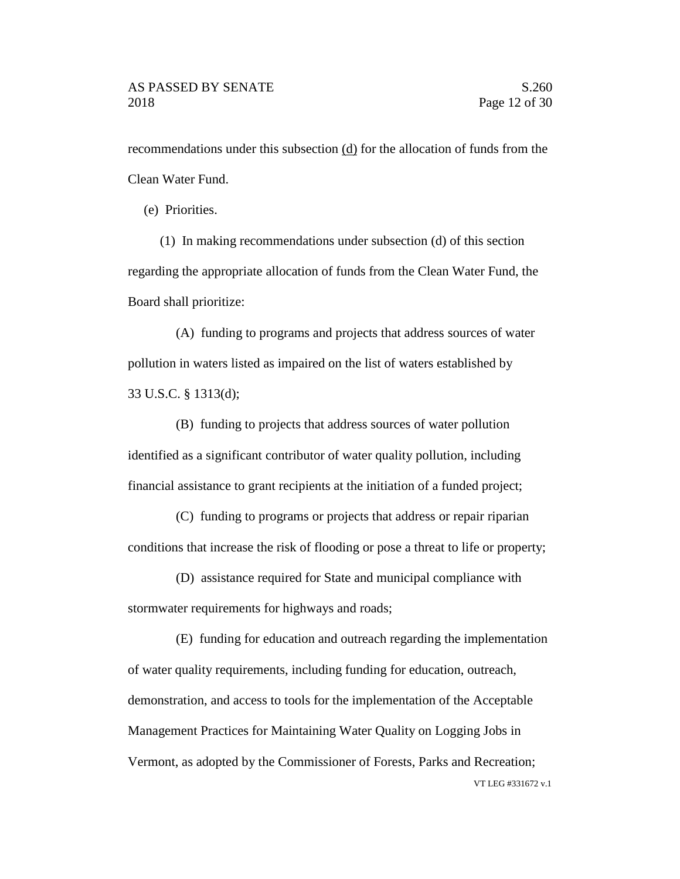recommendations under this subsection <u>(d)</u> for the allocation of funds from the Clean Water Fund.

(e) Priorities.

(1) In making recommendations under subsection (d) of this section regarding the appropriate allocation of funds from the Clean Water Fund, the Board shall prioritize:

(A) funding to programs and projects that address sources of water pollution in waters listed as impaired on the list of waters established by 33 U.S.C. § 1313(d);

(B) funding to projects that address sources of water pollution identified as a significant contributor of water quality pollution, including financial assistance to grant recipients at the initiation of a funded project;

(C) funding to programs or projects that address or repair riparian conditions that increase the risk of flooding or pose a threat to life or property;

(D) assistance required for State and municipal compliance with stormwater requirements for highways and roads;

(E) funding for education and outreach regarding the implementation of water quality requirements, including funding for education, outreach, demonstration, and access to tools for the implementation of the Acceptable Management Practices for Maintaining Water Quality on Logging Jobs in Vermont, as adopted by the Commissioner of Forests, Parks and Recreation;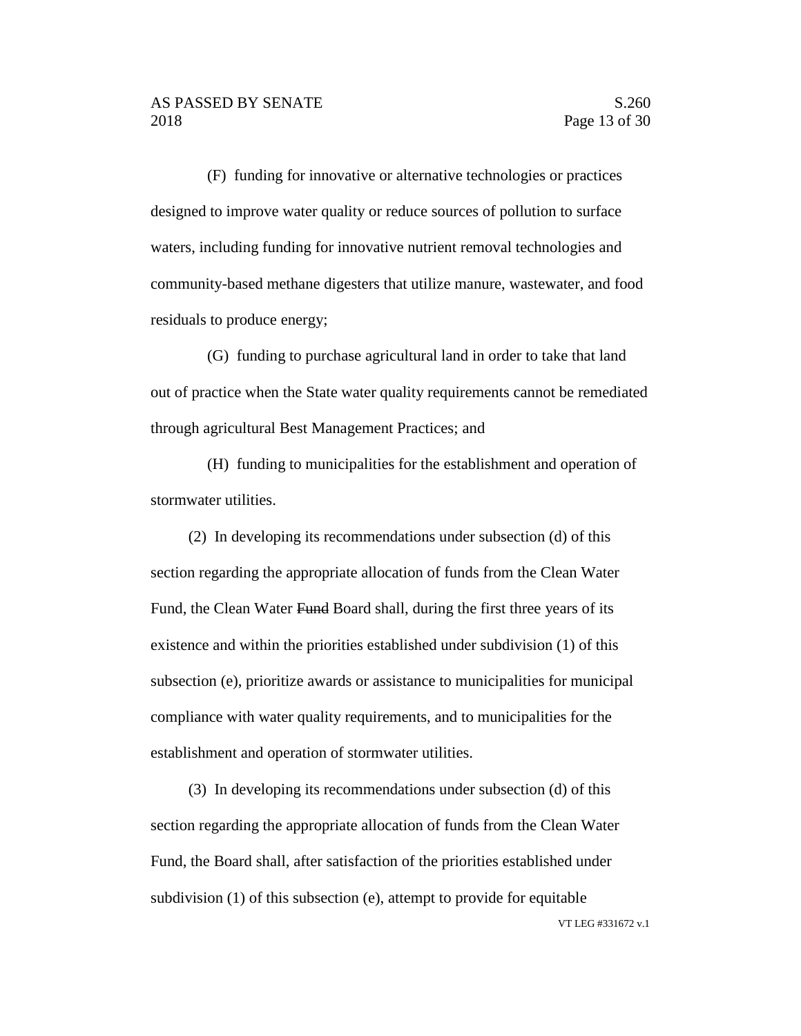(F) funding for innovative or alternative technologies or practices designed to improve water quality or reduce sources of pollution to surface waters, including funding for innovative nutrient removal technologies and community-based methane digesters that utilize manure, wastewater, and food residuals to produce energy;

(G) funding to purchase agricultural land in order to take that land out of practice when the State water quality requirements cannot be remediated through agricultural Best Management Practices; and

(H) funding to municipalities for the establishment and operation of stormwater utilities.

(2) In developing its recommendations under subsection (d) of this section regarding the appropriate allocation of funds from the Clean Water Fund, the Clean Water ~~Fund~~ Board shall, during the first three years of its existence and within the priorities established under subdivision (1) of this subsection (e), prioritize awards or assistance to municipalities for municipal compliance with water quality requirements, and to municipalities for the establishment and operation of stormwater utilities.

(3) In developing its recommendations under subsection (d) of this section regarding the appropriate allocation of funds from the Clean Water Fund, the Board shall, after satisfaction of the priorities established under subdivision (1) of this subsection (e), attempt to provide for equitable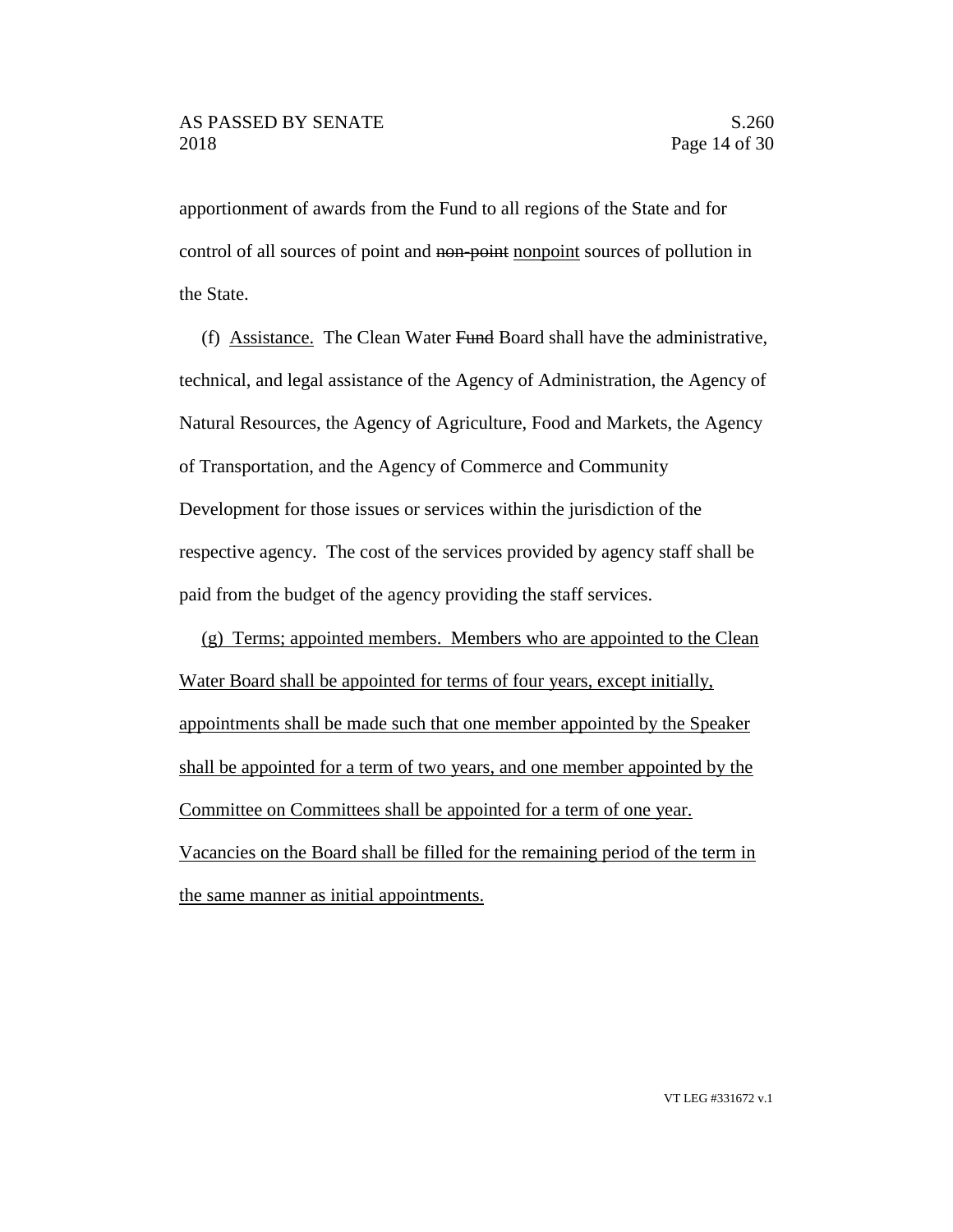apportionment of awards from the Fund to all regions of the State and for control of all sources of point and ~~non-point~~ <u>nonpoint</u> sources of pollution in the State.

(f) <u>Assistance.</u> The Clean Water ~~Fund~~ Board shall have the administrative, technical, and legal assistance of the Agency of Administration, the Agency of Natural Resources, the Agency of Agriculture, Food and Markets, the Agency of Transportation, and the Agency of Commerce and Community Development for those issues or services within the jurisdiction of the respective agency. The cost of the services provided by agency staff shall be paid from the budget of the agency providing the staff services.

<u>(g) Terms; appointed members. Members who are appointed to the Clean Water Board shall be appointed for terms of four years, except initially, appointments shall be made such that one member appointed by the Speaker shall be appointed for a term of two years, and one member appointed by the Committee on Committees shall be appointed for a term of one year. Vacancies on the Board shall be filled for the remaining period of the term in the same manner as initial appointments.</u>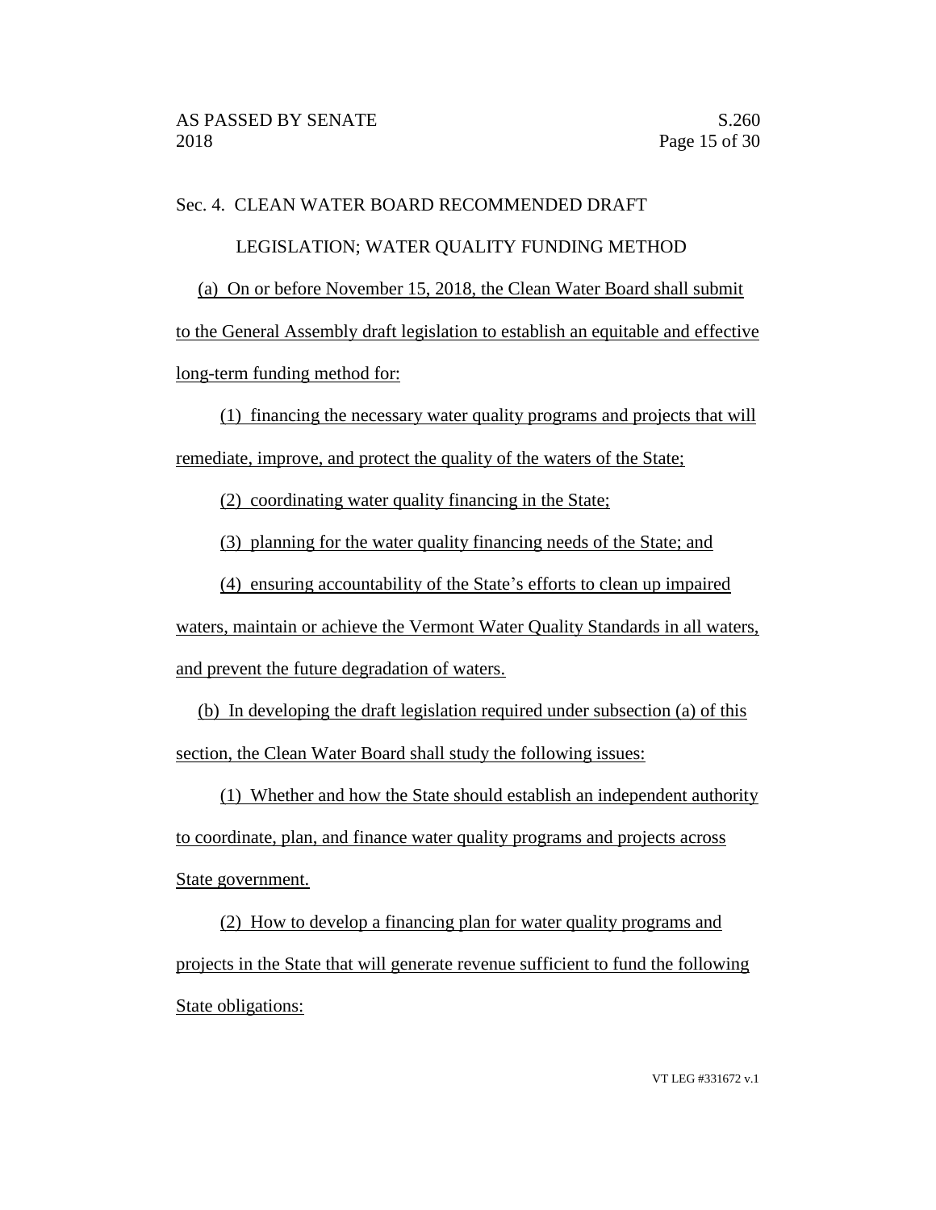Sec. 4. CLEAN WATER BOARD RECOMMENDED DRAFT LEGISLATION; WATER QUALITY FUNDING METHOD

(a) On or before November 15, 2018, the Clean Water Board shall submit to the General Assembly draft legislation to establish an equitable and effective long-term funding method for:

(1) financing the necessary water quality programs and projects that will remediate, improve, and protect the quality of the waters of the State;

(2) coordinating water quality financing in the State;

(3) planning for the water quality financing needs of the State; and

(4) ensuring accountability of the State's efforts to clean up impaired waters, maintain or achieve the Vermont Water Quality Standards in all waters, and prevent the future degradation of waters.

(b) In developing the draft legislation required under subsection (a) of this section, the Clean Water Board shall study the following issues:

(1) Whether and how the State should establish an independent authority to coordinate, plan, and finance water quality programs and projects across State government.

(2) How to develop a financing plan for water quality programs and projects in the State that will generate revenue sufficient to fund the following State obligations: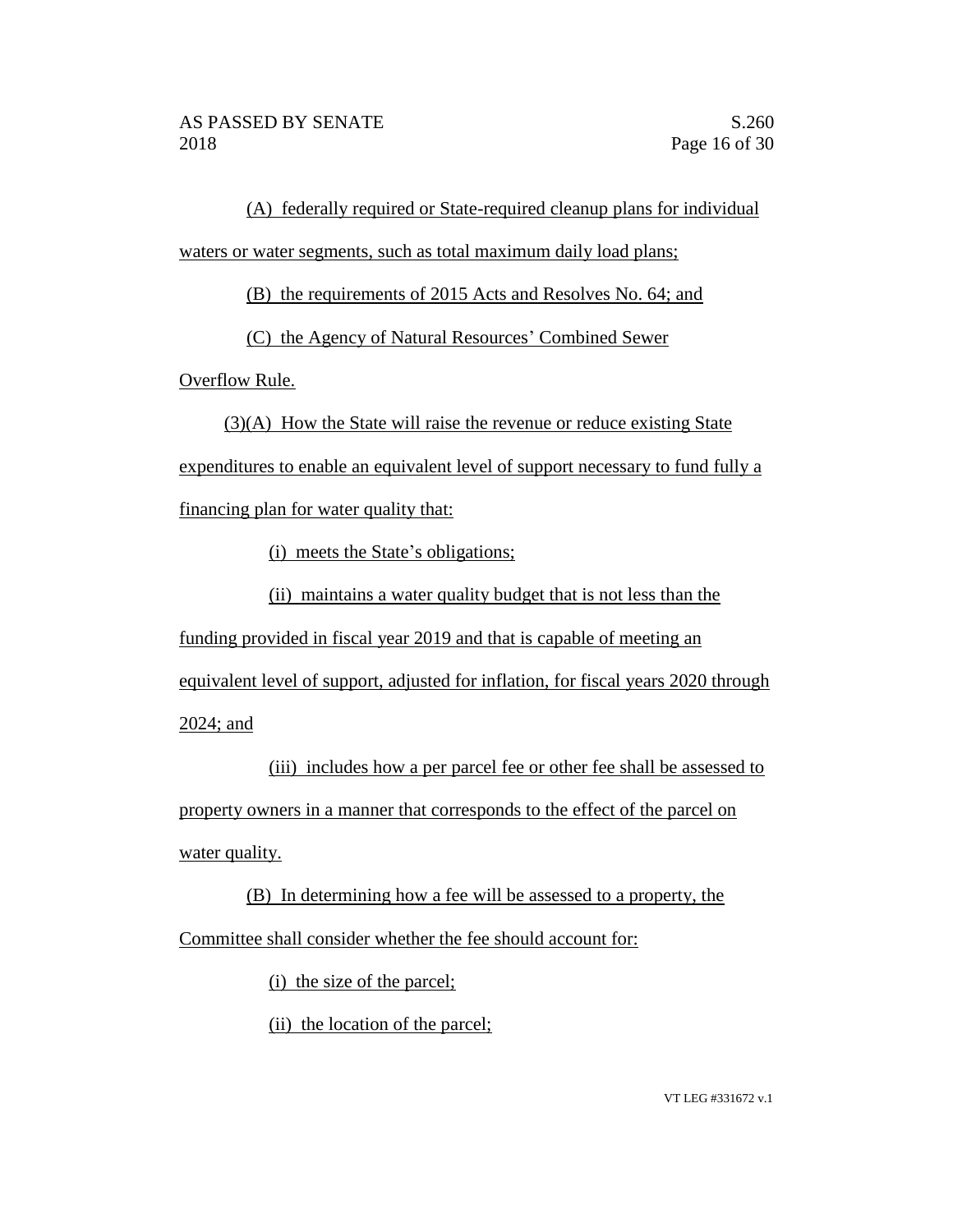(A) federally required or State-required cleanup plans for individual waters or water segments, such as total maximum daily load plans;

(B) the requirements of 2015 Acts and Resolves No. 64; and

(C) the Agency of Natural Resources' Combined Sewer Overflow Rule.

(3)(A) How the State will raise the revenue or reduce existing State expenditures to enable an equivalent level of support necessary to fund fully a financing plan for water quality that:

(i) meets the State's obligations;

(ii) maintains a water quality budget that is not less than the funding provided in fiscal year 2019 and that is capable of meeting an equivalent level of support, adjusted for inflation, for fiscal years 2020 through 2024; and

(iii) includes how a per parcel fee or other fee shall be assessed to property owners in a manner that corresponds to the effect of the parcel on water quality.

(B) In determining how a fee will be assessed to a property, the Committee shall consider whether the fee should account for:

(i) the size of the parcel;

(ii) the location of the parcel;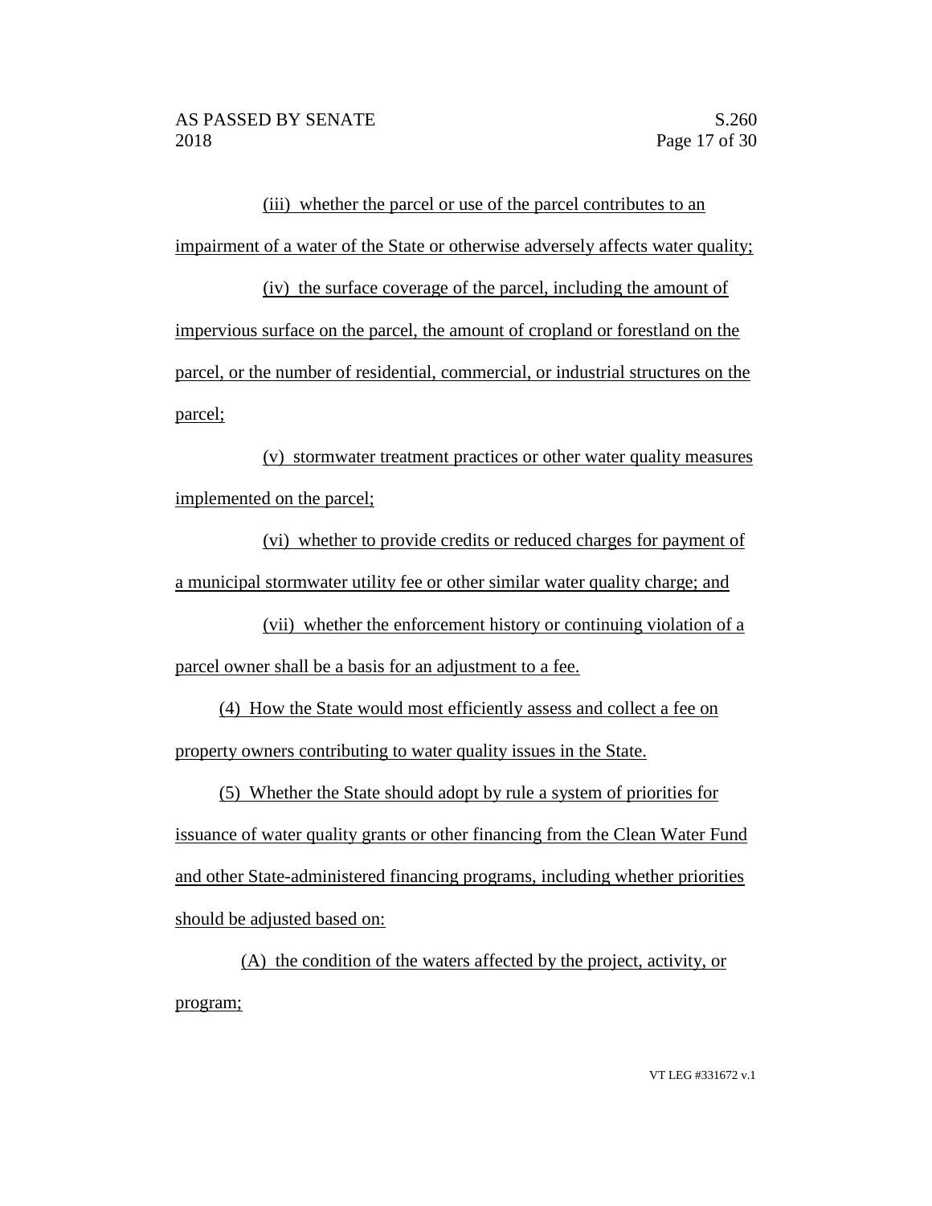(iii) whether the parcel or use of the parcel contributes to an impairment of a water of the State or otherwise adversely affects water quality;

(iv) the surface coverage of the parcel, including the amount of impervious surface on the parcel, the amount of cropland or forestland on the parcel, or the number of residential, commercial, or industrial structures on the parcel;

(v) stormwater treatment practices or other water quality measures implemented on the parcel;

(vi) whether to provide credits or reduced charges for payment of a municipal stormwater utility fee or other similar water quality charge; and

(vii) whether the enforcement history or continuing violation of a parcel owner shall be a basis for an adjustment to a fee.

(4) How the State would most efficiently assess and collect a fee on property owners contributing to water quality issues in the State.

(5) Whether the State should adopt by rule a system of priorities for issuance of water quality grants or other financing from the Clean Water Fund and other State-administered financing programs, including whether priorities should be adjusted based on:

(A) the condition of the waters affected by the project, activity, or program;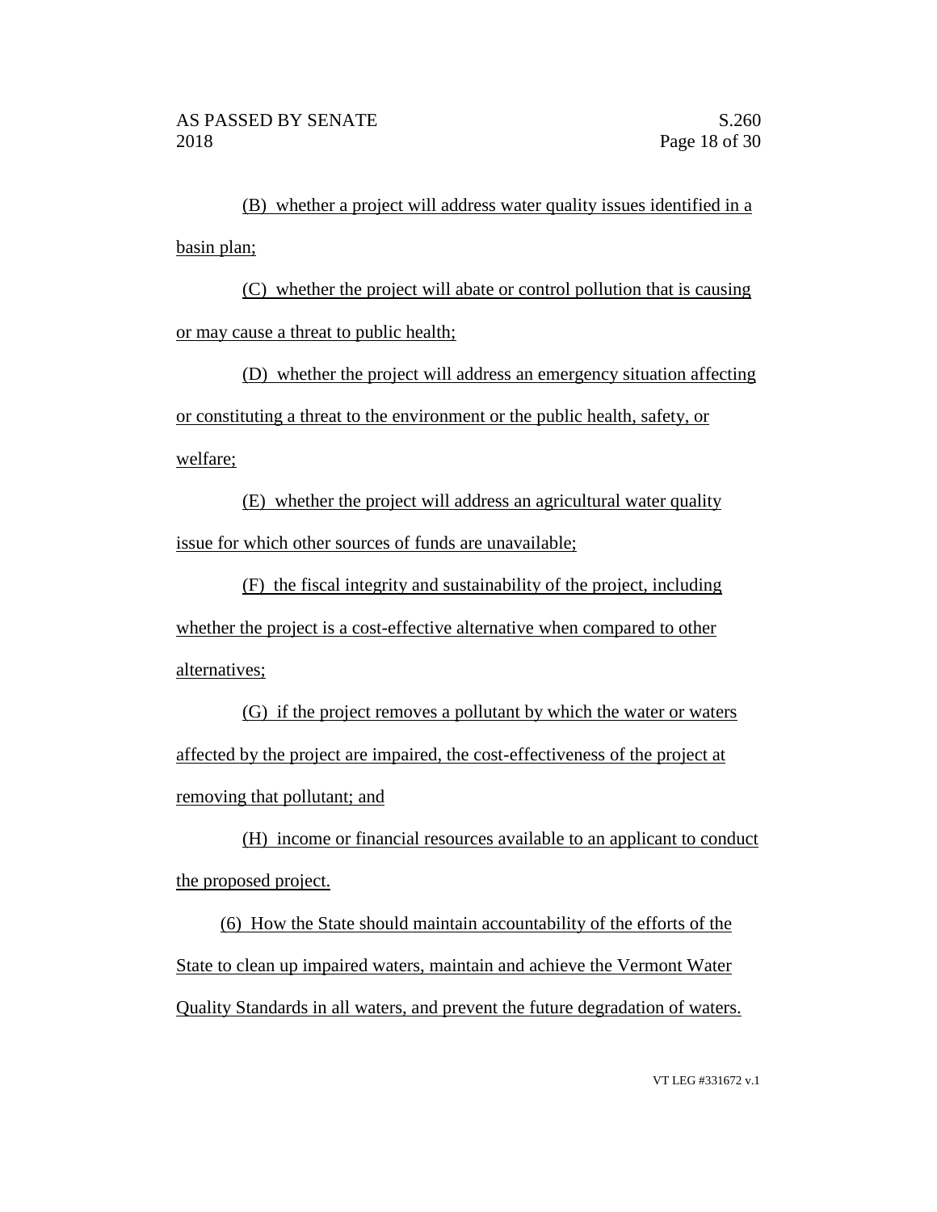(B) whether a project will address water quality issues identified in a basin plan;

(C) whether the project will abate or control pollution that is causing or may cause a threat to public health;

(D) whether the project will address an emergency situation affecting or constituting a threat to the environment or the public health, safety, or welfare;

(E) whether the project will address an agricultural water quality issue for which other sources of funds are unavailable;

(F) the fiscal integrity and sustainability of the project, including whether the project is a cost-effective alternative when compared to other alternatives;

(G) if the project removes a pollutant by which the water or waters affected by the project are impaired, the cost-effectiveness of the project at removing that pollutant; and

(H) income or financial resources available to an applicant to conduct the proposed project.

(6) How the State should maintain accountability of the efforts of the State to clean up impaired waters, maintain and achieve the Vermont Water Quality Standards in all waters, and prevent the future degradation of waters.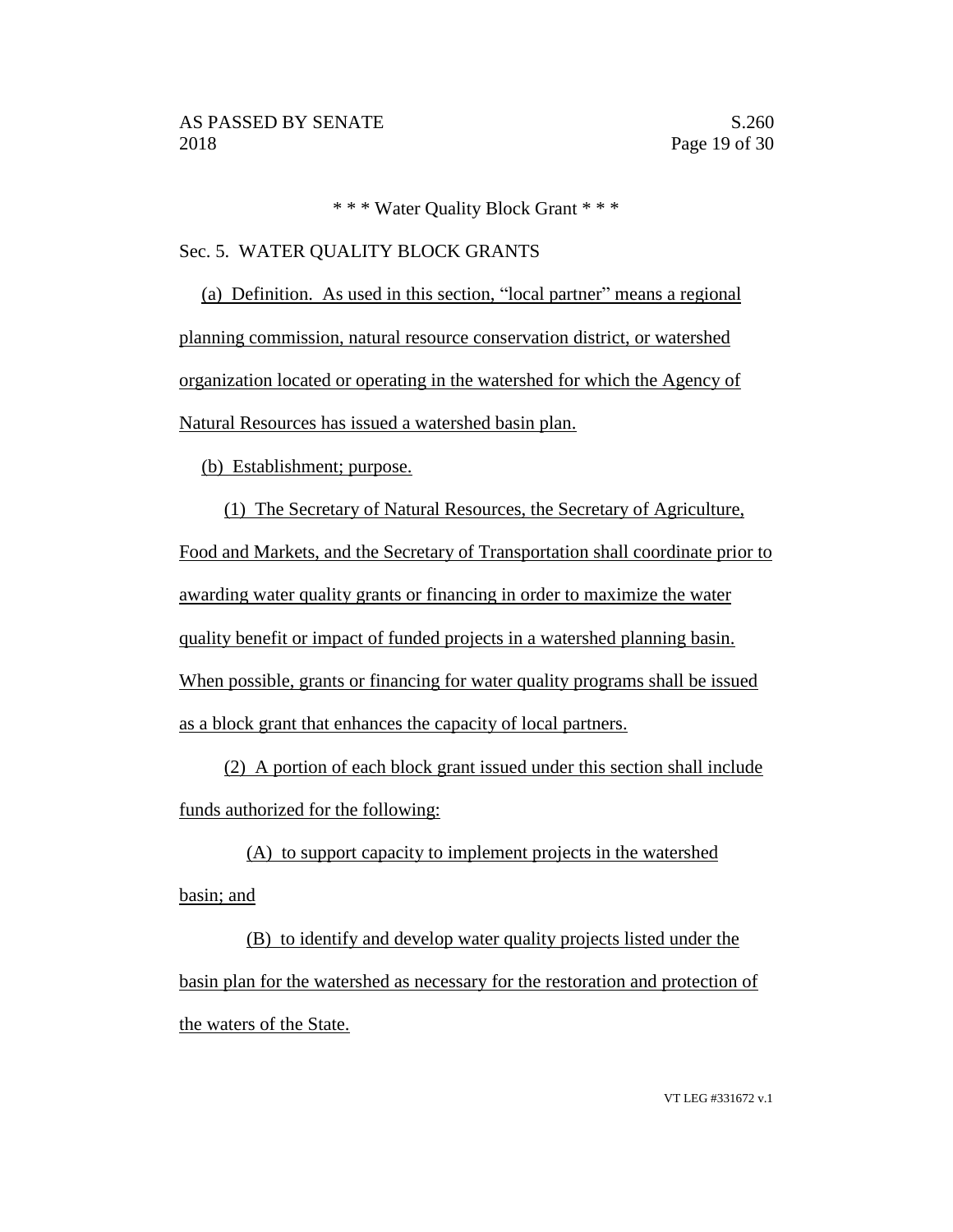\* \* \* Water Quality Block Grant \* \* \*

Sec. 5. WATER QUALITY BLOCK GRANTS

(a) Definition. As used in this section, "local partner" means a regional planning commission, natural resource conservation district, or watershed organization located or operating in the watershed for which the Agency of Natural Resources has issued a watershed basin plan.

(b) Establishment; purpose.

(1) The Secretary of Natural Resources, the Secretary of Agriculture, Food and Markets, and the Secretary of Transportation shall coordinate prior to awarding water quality grants or financing in order to maximize the water quality benefit or impact of funded projects in a watershed planning basin. When possible, grants or financing for water quality programs shall be issued as a block grant that enhances the capacity of local partners.

(2) A portion of each block grant issued under this section shall include funds authorized for the following:

(A) to support capacity to implement projects in the watershed basin; and

(B) to identify and develop water quality projects listed under the basin plan for the watershed as necessary for the restoration and protection of the waters of the State.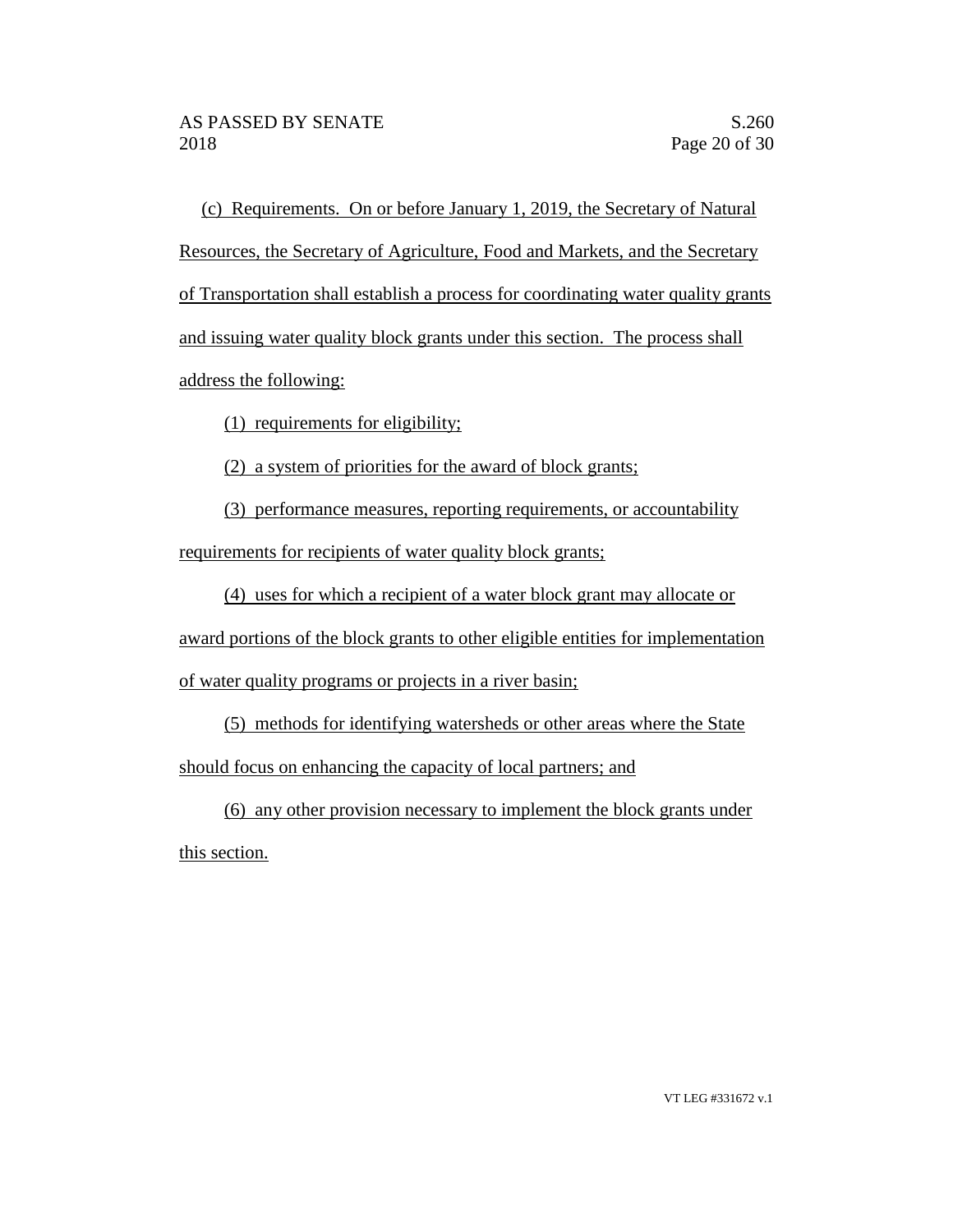(c) Requirements. On or before January 1, 2019, the Secretary of Natural Resources, the Secretary of Agriculture, Food and Markets, and the Secretary of Transportation shall establish a process for coordinating water quality grants and issuing water quality block grants under this section. The process shall address the following:

(1) requirements for eligibility;

(2) a system of priorities for the award of block grants;

(3) performance measures, reporting requirements, or accountability requirements for recipients of water quality block grants;

(4) uses for which a recipient of a water block grant may allocate or award portions of the block grants to other eligible entities for implementation of water quality programs or projects in a river basin;

(5) methods for identifying watersheds or other areas where the State should focus on enhancing the capacity of local partners; and

(6) any other provision necessary to implement the block grants under this section.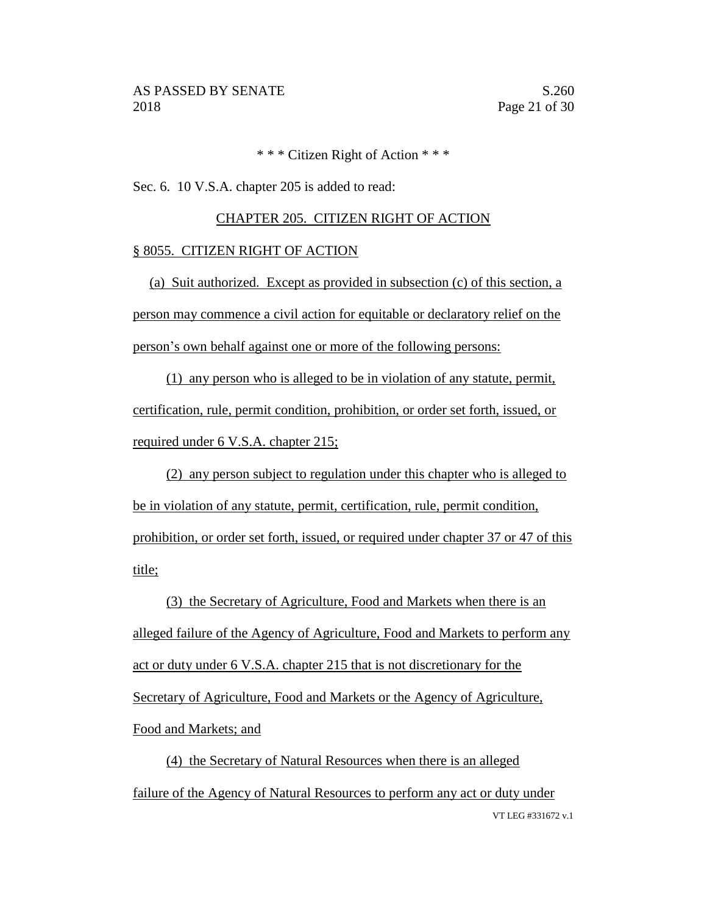\* \* \* Citizen Right of Action \* \* \*

Sec. 6. 10 V.S.A. chapter 205 is added to read:

CHAPTER 205. CITIZEN RIGHT OF ACTION

§ 8055. CITIZEN RIGHT OF ACTION

(a) Suit authorized. Except as provided in subsection (c) of this section, a person may commence a civil action for equitable or declaratory relief on the person's own behalf against one or more of the following persons:

(1) any person who is alleged to be in violation of any statute, permit, certification, rule, permit condition, prohibition, or order set forth, issued, or required under 6 V.S.A. chapter 215;

(2) any person subject to regulation under this chapter who is alleged to be in violation of any statute, permit, certification, rule, permit condition, prohibition, or order set forth, issued, or required under chapter 37 or 47 of this title;

(3) the Secretary of Agriculture, Food and Markets when there is an alleged failure of the Agency of Agriculture, Food and Markets to perform any act or duty under 6 V.S.A. chapter 215 that is not discretionary for the Secretary of Agriculture, Food and Markets or the Agency of Agriculture, Food and Markets; and

(4) the Secretary of Natural Resources when there is an alleged failure of the Agency of Natural Resources to perform any act or duty under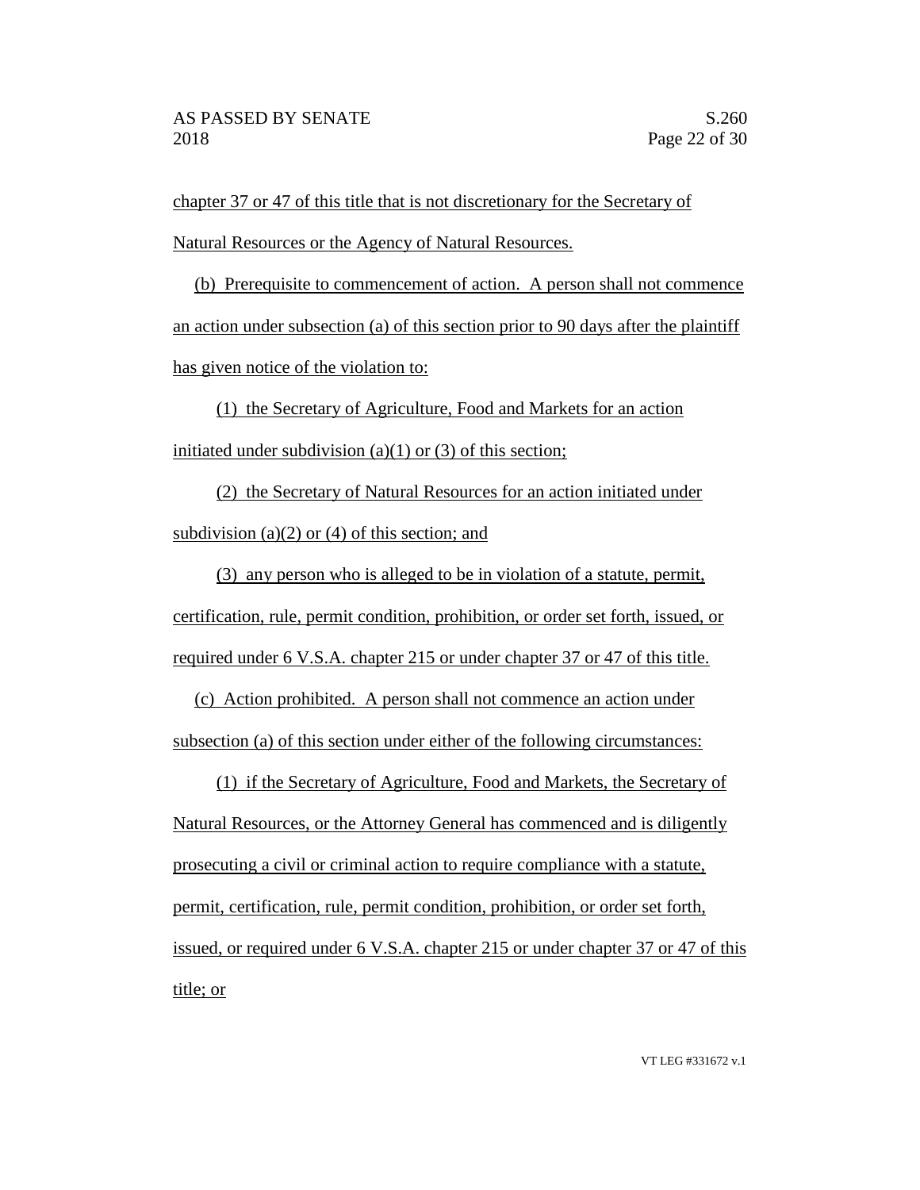chapter 37 or 47 of this title that is not discretionary for the Secretary of Natural Resources or the Agency of Natural Resources.

(b) Prerequisite to commencement of action. A person shall not commence an action under subsection (a) of this section prior to 90 days after the plaintiff has given notice of the violation to:

(1) the Secretary of Agriculture, Food and Markets for an action initiated under subdivision (a)(1) or (3) of this section;

(2) the Secretary of Natural Resources for an action initiated under subdivision (a)(2) or (4) of this section; and

(3) any person who is alleged to be in violation of a statute, permit, certification, rule, permit condition, prohibition, or order set forth, issued, or required under 6 V.S.A. chapter 215 or under chapter 37 or 47 of this title.

(c) Action prohibited. A person shall not commence an action under subsection (a) of this section under either of the following circumstances:

(1) if the Secretary of Agriculture, Food and Markets, the Secretary of Natural Resources, or the Attorney General has commenced and is diligently prosecuting a civil or criminal action to require compliance with a statute, permit, certification, rule, permit condition, prohibition, or order set forth, issued, or required under 6 V.S.A. chapter 215 or under chapter 37 or 47 of this title; or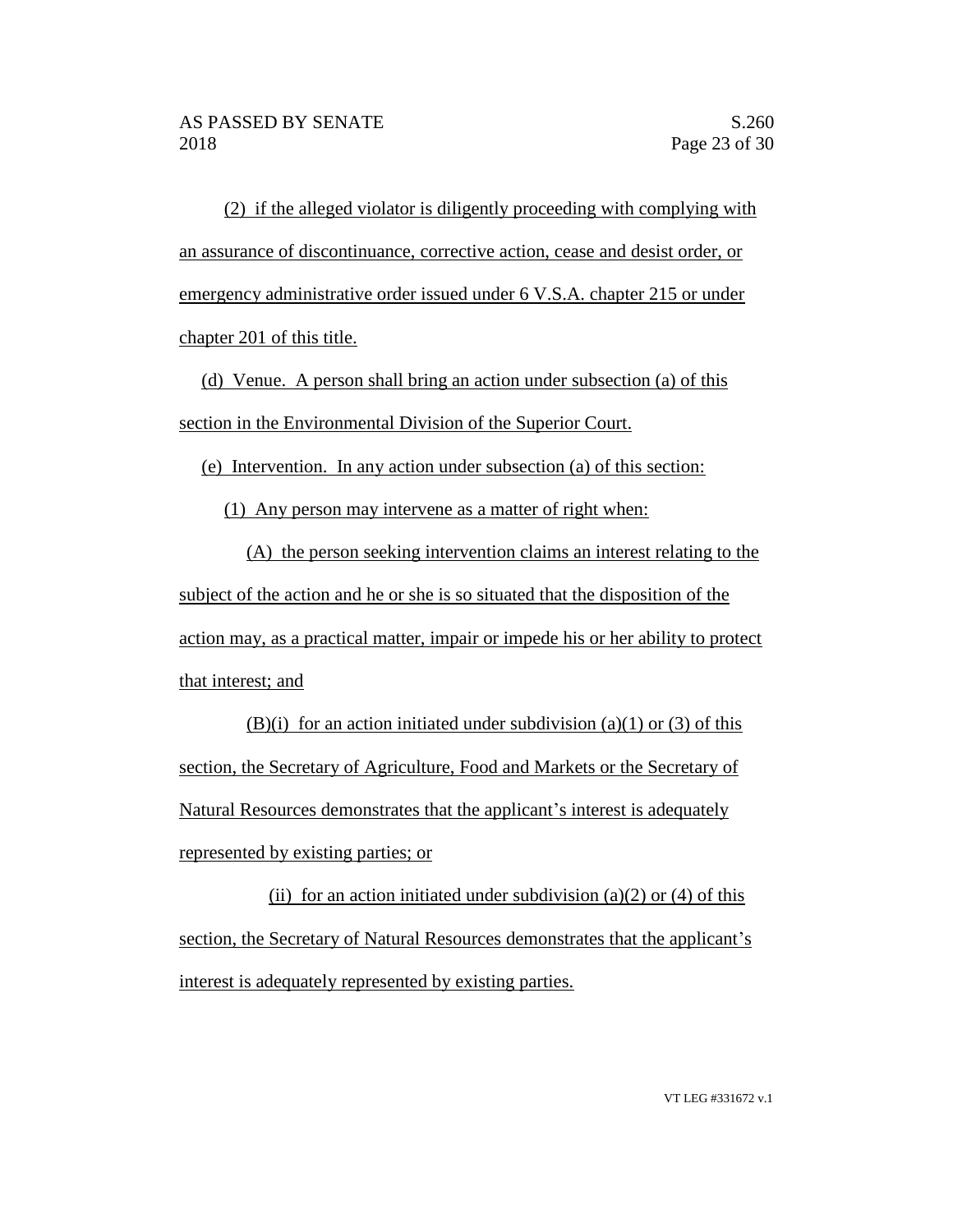(2) if the alleged violator is diligently proceeding with complying with an assurance of discontinuance, corrective action, cease and desist order, or emergency administrative order issued under 6 V.S.A. chapter 215 or under chapter 201 of this title.

(d) Venue. A person shall bring an action under subsection (a) of this section in the Environmental Division of the Superior Court.

(e) Intervention. In any action under subsection (a) of this section:

(1) Any person may intervene as a matter of right when:

(A) the person seeking intervention claims an interest relating to the subject of the action and he or she is so situated that the disposition of the action may, as a practical matter, impair or impede his or her ability to protect that interest; and

(B)(i) for an action initiated under subdivision (a)(1) or (3) of this section, the Secretary of Agriculture, Food and Markets or the Secretary of Natural Resources demonstrates that the applicant's interest is adequately represented by existing parties; or

(ii) for an action initiated under subdivision (a)(2) or (4) of this section, the Secretary of Natural Resources demonstrates that the applicant's interest is adequately represented by existing parties.

VT LEG #331672 v.1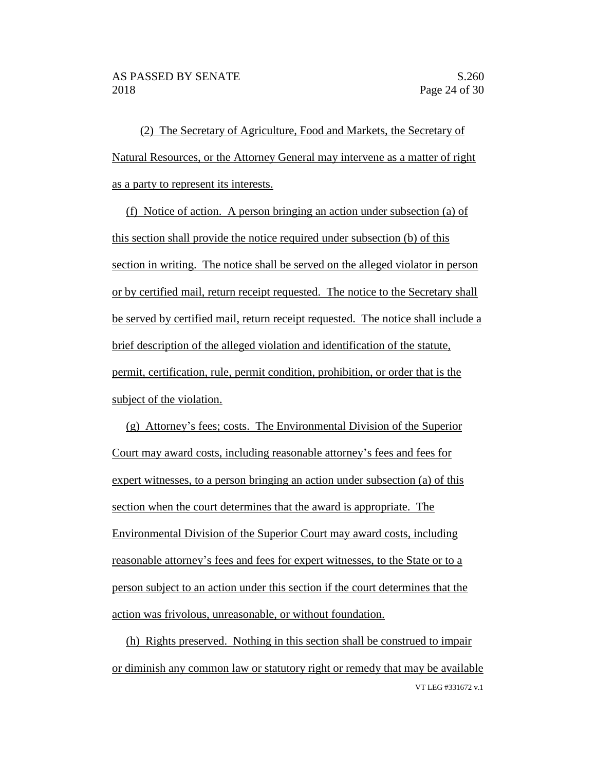(2) The Secretary of Agriculture, Food and Markets, the Secretary of Natural Resources, or the Attorney General may intervene as a matter of right as a party to represent its interests.

(f) Notice of action. A person bringing an action under subsection (a) of this section shall provide the notice required under subsection (b) of this section in writing. The notice shall be served on the alleged violator in person or by certified mail, return receipt requested. The notice to the Secretary shall be served by certified mail, return receipt requested. The notice shall include a brief description of the alleged violation and identification of the statute, permit, certification, rule, permit condition, prohibition, or order that is the subject of the violation.

(g) Attorney's fees; costs. The Environmental Division of the Superior Court may award costs, including reasonable attorney's fees and fees for expert witnesses, to a person bringing an action under subsection (a) of this section when the court determines that the award is appropriate. The Environmental Division of the Superior Court may award costs, including reasonable attorney's fees and fees for expert witnesses, to the State or to a person subject to an action under this section if the court determines that the action was frivolous, unreasonable, or without foundation.

(h) Rights preserved. Nothing in this section shall be construed to impair or diminish any common law or statutory right or remedy that may be available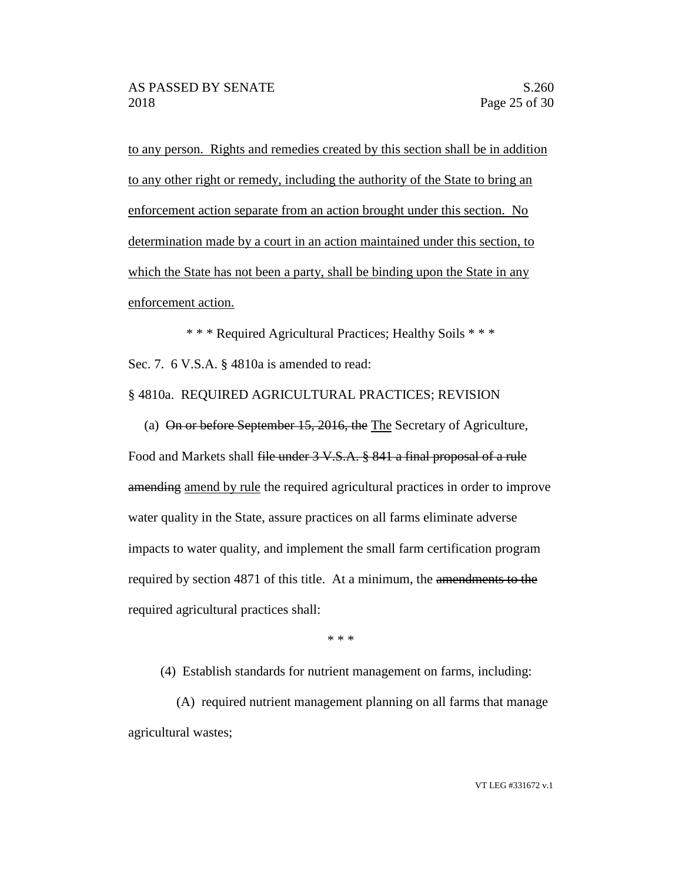to any person. Rights and remedies created by this section shall be in addition to any other right or remedy, including the authority of the State to bring an enforcement action separate from an action brought under this section. No determination made by a court in an action maintained under this section, to which the State has not been a party, shall be binding upon the State in any enforcement action.

\* \* \* Required Agricultural Practices; Healthy Soils \* \* \*

Sec. 7. 6 V.S.A. § 4810a is amended to read:

§ 4810a. REQUIRED AGRICULTURAL PRACTICES; REVISION

(a) ~~On or before September 15, 2016, the~~ The Secretary of Agriculture, Food and Markets shall ~~file under 3 V.S.A. § 841 a final proposal of a rule amending~~ amend by rule the required agricultural practices in order to improve water quality in the State, assure practices on all farms eliminate adverse impacts to water quality, and implement the small farm certification program required by section 4871 of this title. At a minimum, the ~~amendments to the~~ required agricultural practices shall:

\* \* \*

(4) Establish standards for nutrient management on farms, including:

(A) required nutrient management planning on all farms that manage agricultural wastes;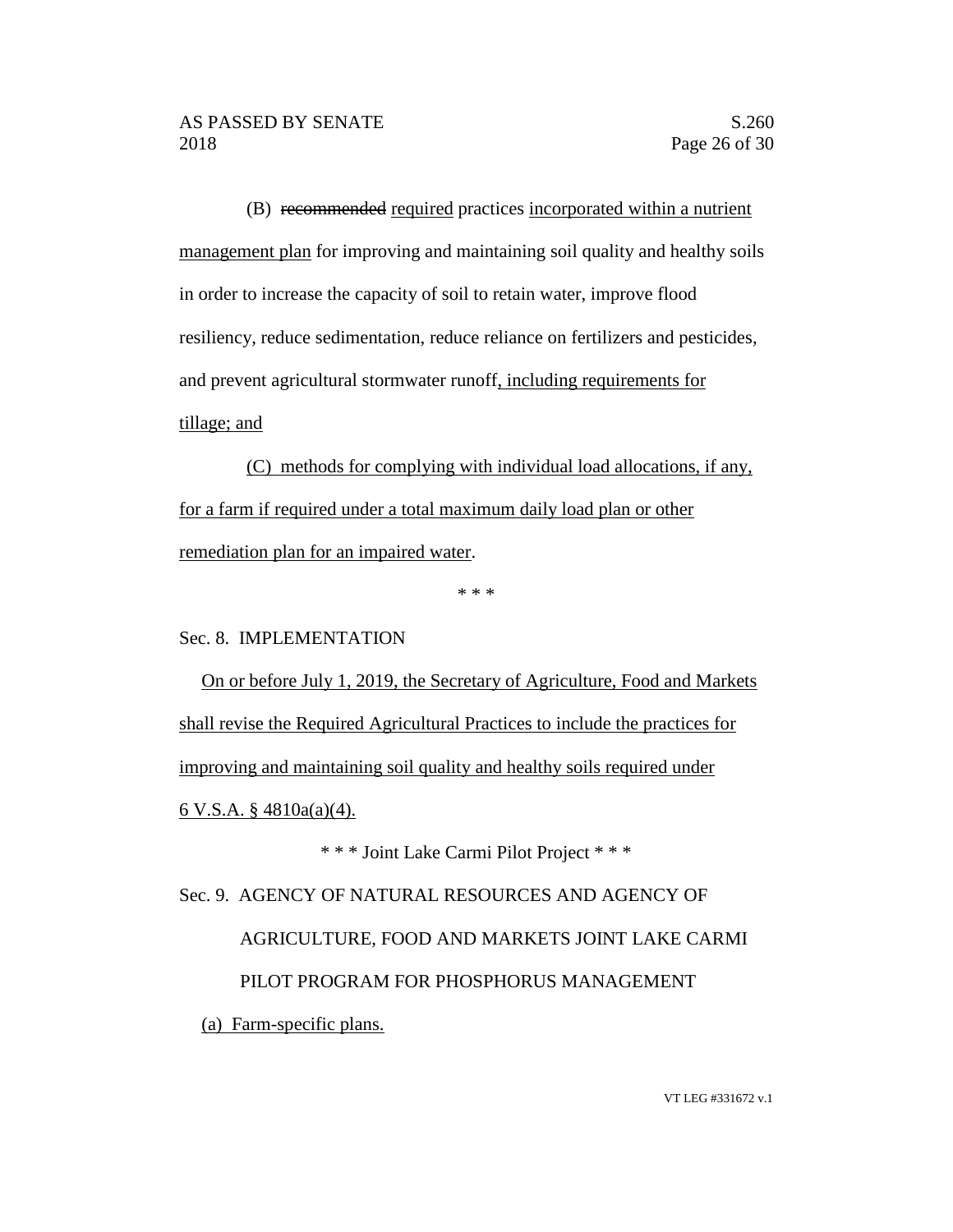(B) ~~recommended~~ required practices incorporated within a nutrient management plan for improving and maintaining soil quality and healthy soils in order to increase the capacity of soil to retain water, improve flood resiliency, reduce sedimentation, reduce reliance on fertilizers and pesticides, and prevent agricultural stormwater runoff, including requirements for tillage; and

(C) methods for complying with individual load allocations, if any, for a farm if required under a total maximum daily load plan or other remediation plan for an impaired water.

\* \* \*

Sec. 8. IMPLEMENTATION

On or before July 1, 2019, the Secretary of Agriculture, Food and Markets shall revise the Required Agricultural Practices to include the practices for improving and maintaining soil quality and healthy soils required under 6 V.S.A. § 4810a(a)(4).

\* \* \* Joint Lake Carmi Pilot Project \* \* \*

Sec. 9. AGENCY OF NATURAL RESOURCES AND AGENCY OF AGRICULTURE, FOOD AND MARKETS JOINT LAKE CARMI PILOT PROGRAM FOR PHOSPHORUS MANAGEMENT

(a) Farm-specific plans.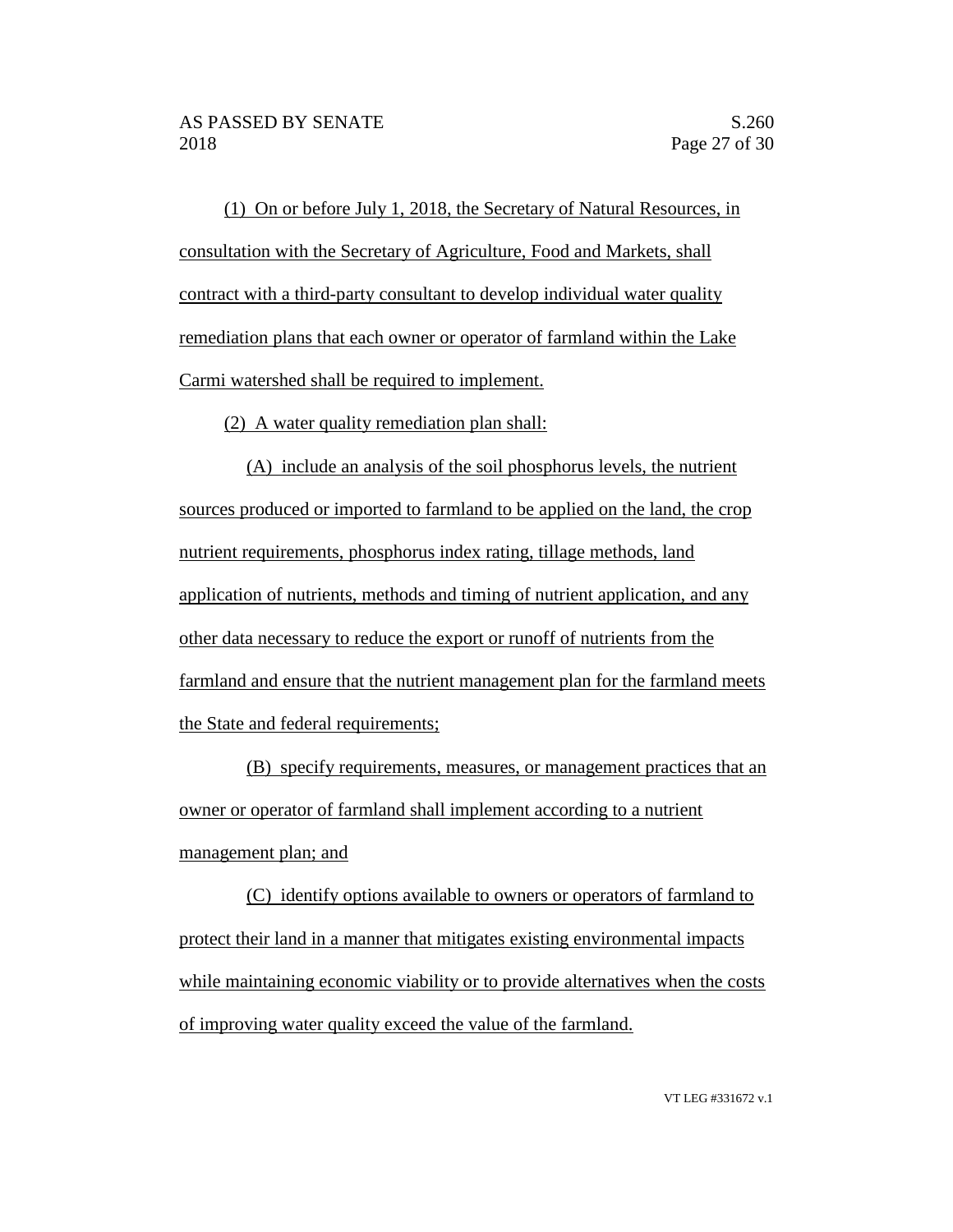(1) On or before July 1, 2018, the Secretary of Natural Resources, in consultation with the Secretary of Agriculture, Food and Markets, shall contract with a third-party consultant to develop individual water quality remediation plans that each owner or operator of farmland within the Lake Carmi watershed shall be required to implement.

(2) A water quality remediation plan shall:

(A) include an analysis of the soil phosphorus levels, the nutrient sources produced or imported to farmland to be applied on the land, the crop nutrient requirements, phosphorus index rating, tillage methods, land application of nutrients, methods and timing of nutrient application, and any other data necessary to reduce the export or runoff of nutrients from the farmland and ensure that the nutrient management plan for the farmland meets the State and federal requirements;

(B) specify requirements, measures, or management practices that an owner or operator of farmland shall implement according to a nutrient management plan; and

(C) identify options available to owners or operators of farmland to protect their land in a manner that mitigates existing environmental impacts while maintaining economic viability or to provide alternatives when the costs of improving water quality exceed the value of the farmland.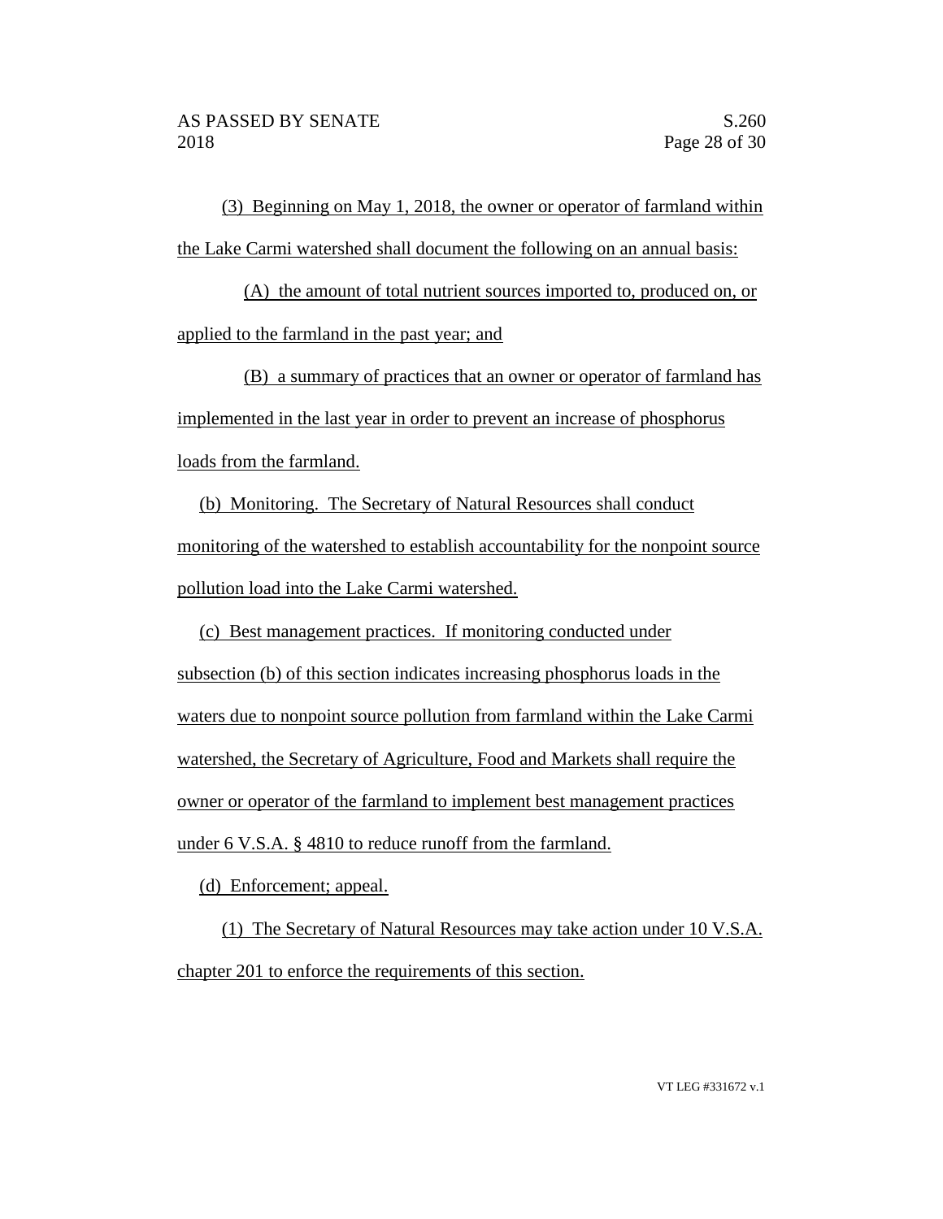(3) Beginning on May 1, 2018, the owner or operator of farmland within the Lake Carmi watershed shall document the following on an annual basis:

(A) the amount of total nutrient sources imported to, produced on, or applied to the farmland in the past year; and

(B) a summary of practices that an owner or operator of farmland has implemented in the last year in order to prevent an increase of phosphorus loads from the farmland.

(b) Monitoring. The Secretary of Natural Resources shall conduct monitoring of the watershed to establish accountability for the nonpoint source pollution load into the Lake Carmi watershed.

(c) Best management practices. If monitoring conducted under subsection (b) of this section indicates increasing phosphorus loads in the waters due to nonpoint source pollution from farmland within the Lake Carmi watershed, the Secretary of Agriculture, Food and Markets shall require the owner or operator of the farmland to implement best management practices under 6 V.S.A. § 4810 to reduce runoff from the farmland.

(d) Enforcement; appeal.

(1) The Secretary of Natural Resources may take action under 10 V.S.A. chapter 201 to enforce the requirements of this section.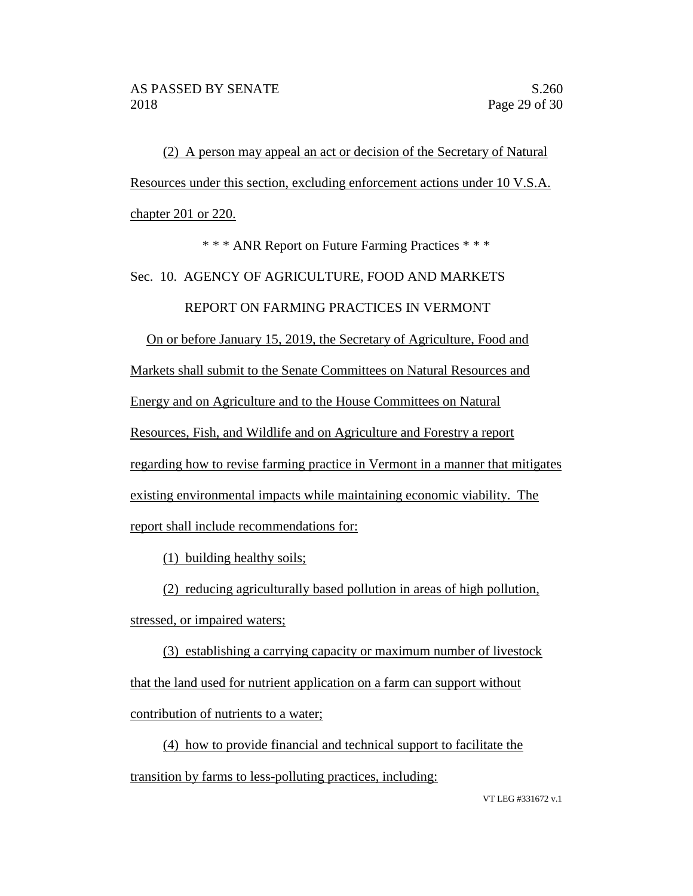(2) A person may appeal an act or decision of the Secretary of Natural Resources under this section, excluding enforcement actions under 10 V.S.A. chapter 201 or 220.

\* \* \* ANR Report on Future Farming Practices \* \* \*

Sec. 10. AGENCY OF AGRICULTURE, FOOD AND MARKETS REPORT ON FARMING PRACTICES IN VERMONT

On or before January 15, 2019, the Secretary of Agriculture, Food and Markets shall submit to the Senate Committees on Natural Resources and Energy and on Agriculture and to the House Committees on Natural Resources, Fish, and Wildlife and on Agriculture and Forestry a report regarding how to revise farming practice in Vermont in a manner that mitigates existing environmental impacts while maintaining economic viability. The report shall include recommendations for:

(1) building healthy soils;

(2) reducing agriculturally based pollution in areas of high pollution, stressed, or impaired waters;

(3) establishing a carrying capacity or maximum number of livestock that the land used for nutrient application on a farm can support without contribution of nutrients to a water;

(4) how to provide financial and technical support to facilitate the transition by farms to less-polluting practices, including: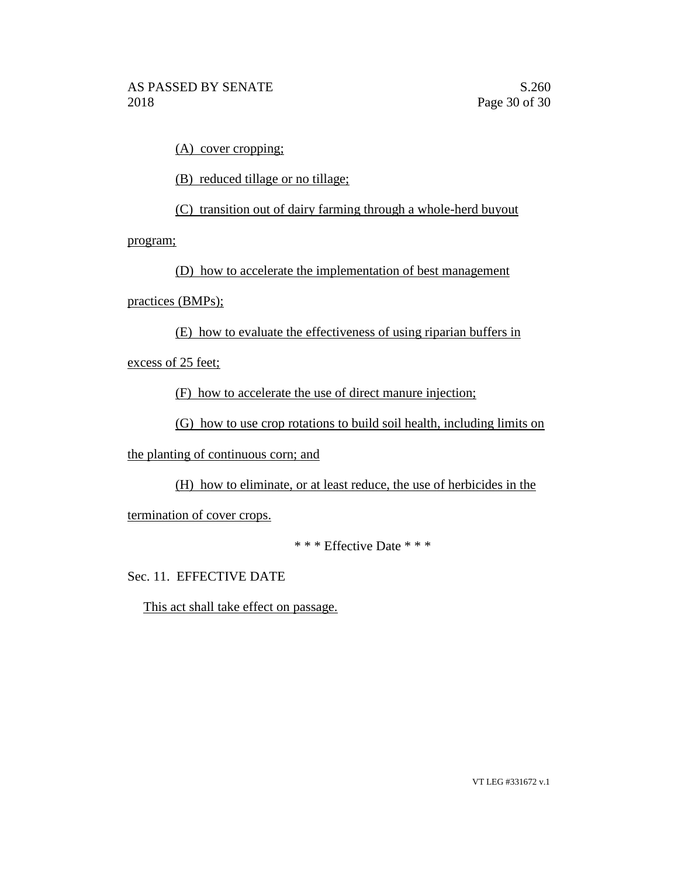(A) cover cropping;

(B) reduced tillage or no tillage;

(C) transition out of dairy farming through a whole-herd buyout program;

(D) how to accelerate the implementation of best management practices (BMPs);

(E) how to evaluate the effectiveness of using riparian buffers in excess of 25 feet;

(F) how to accelerate the use of direct manure injection;

(G) how to use crop rotations to build soil health, including limits on the planting of continuous corn; and

(H) how to eliminate, or at least reduce, the use of herbicides in the termination of cover crops.

\* \* \* Effective Date \* \* \*

Sec. 11. EFFECTIVE DATE

This act shall take effect on passage.